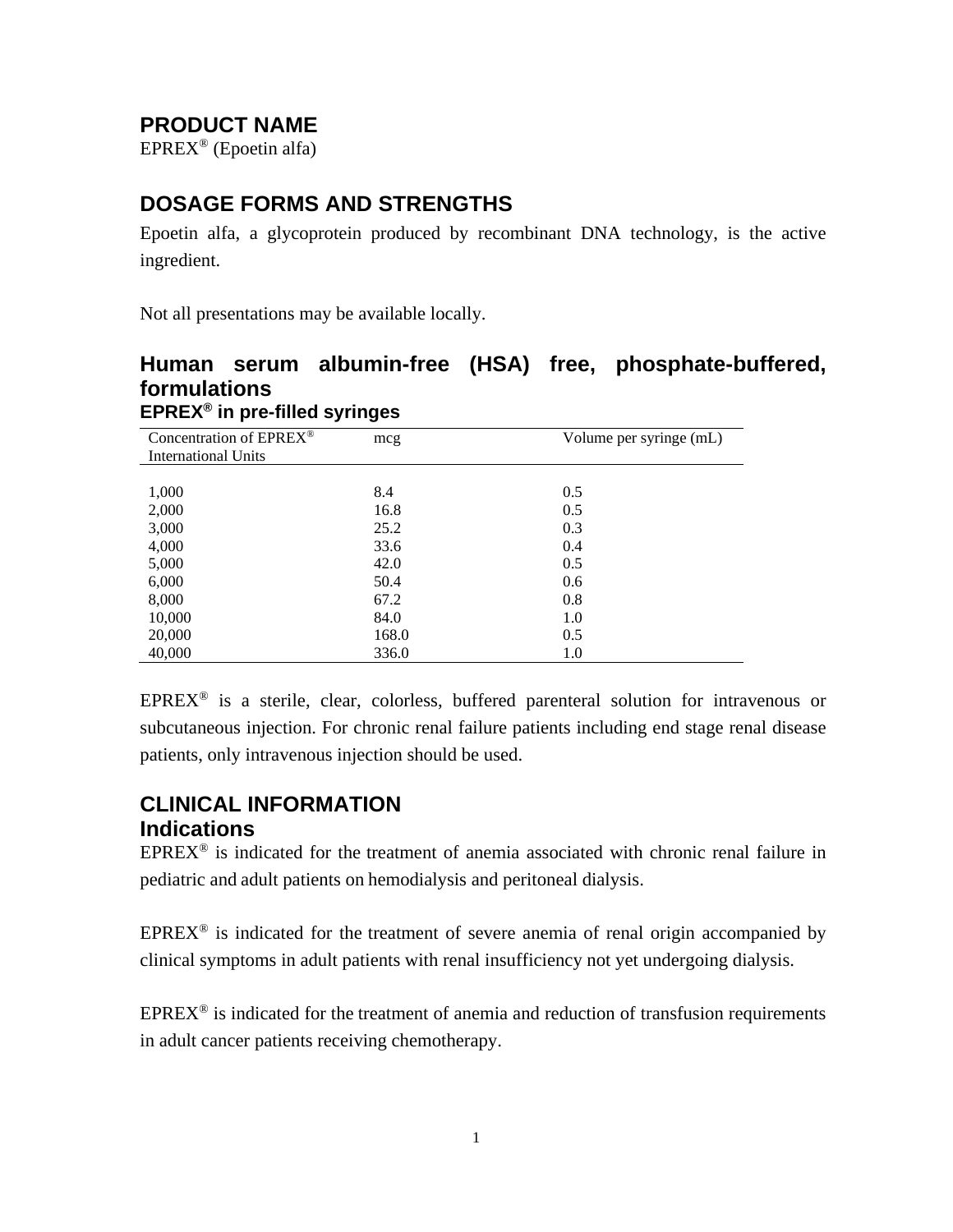## PRODUCT NAME

EPREX® (Epoetin alfa)

## DOSAGE FORMS AND STRENGTHS

Epoetin alfa, a glycoprotein produced by recombinant DNA technology, is the active ingredient.

Not all presentations may be available locally.

## Human serum albumin-free (HSA) free, phosphate-buffered, formulations

### EPREX® in pre-filled syringes

| Concentration of EPREX® International Units | mcg | Volume per syringe (mL) |
|---|---|---|
| 1,000 | 8.4 | 0.5 |
| 2,000 | 16.8 | 0.5 |
| 3,000 | 25.2 | 0.3 |
| 4,000 | 33.6 | 0.4 |
| 5,000 | 42.0 | 0.5 |
| 6,000 | 50.4 | 0.6 |
| 8,000 | 67.2 | 0.8 |
| 10,000 | 84.0 | 1.0 |
| 20,000 | 168.0 | 0.5 |
| 40,000 | 336.0 | 1.0 |

EPREX® is a sterile, clear, colorless, buffered parenteral solution for intravenous or subcutaneous injection. For chronic renal failure patients including end stage renal disease patients, only intravenous injection should be used.

## CLINICAL INFORMATION

### Indications

EPREX® is indicated for the treatment of anemia associated with chronic renal failure in pediatric and adult patients on hemodialysis and peritoneal dialysis.

EPREX® is indicated for the treatment of severe anemia of renal origin accompanied by clinical symptoms in adult patients with renal insufficiency not yet undergoing dialysis.

EPREX® is indicated for the treatment of anemia and reduction of transfusion requirements in adult cancer patients receiving chemotherapy.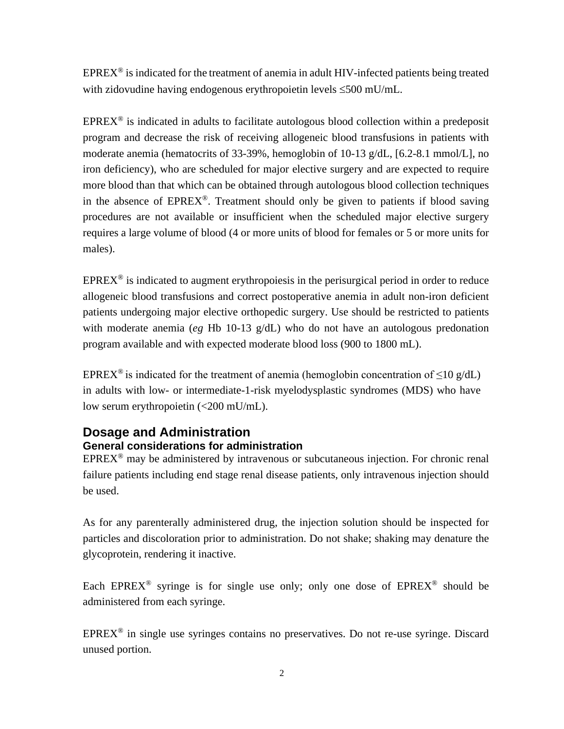EPREX® is indicated for the treatment of anemia in adult HIV-infected patients being treated with zidovudine having endogenous erythropoietin levels ≤500 mU/mL.

EPREX® is indicated in adults to facilitate autologous blood collection within a predeposit program and decrease the risk of receiving allogeneic blood transfusions in patients with moderate anemia (hematocrits of 33-39%, hemoglobin of 10-13 g/dL, [6.2-8.1 mmol/L], no iron deficiency), who are scheduled for major elective surgery and are expected to require more blood than that which can be obtained through autologous blood collection techniques in the absence of EPREX®. Treatment should only be given to patients if blood saving procedures are not available or insufficient when the scheduled major elective surgery requires a large volume of blood (4 or more units of blood for females or 5 or more units for males).

EPREX® is indicated to augment erythropoiesis in the perisurgical period in order to reduce allogeneic blood transfusions and correct postoperative anemia in adult non-iron deficient patients undergoing major elective orthopedic surgery. Use should be restricted to patients with moderate anemia (*eg* Hb 10-13 g/dL) who do not have an autologous predonation program available and with expected moderate blood loss (900 to 1800 mL).

EPREX® is indicated for the treatment of anemia (hemoglobin concentration of ≤10 g/dL) in adults with low- or intermediate-1-risk myelodysplastic syndromes (MDS) who have low serum erythropoietin (<200 mU/mL).

## Dosage and Administration

### General considerations for administration

EPREX® may be administered by intravenous or subcutaneous injection. For chronic renal failure patients including end stage renal disease patients, only intravenous injection should be used.

As for any parenterally administered drug, the injection solution should be inspected for particles and discoloration prior to administration. Do not shake; shaking may denature the glycoprotein, rendering it inactive.

Each EPREX® syringe is for single use only; only one dose of EPREX® should be administered from each syringe.

EPREX® in single use syringes contains no preservatives. Do not re-use syringe. Discard unused portion.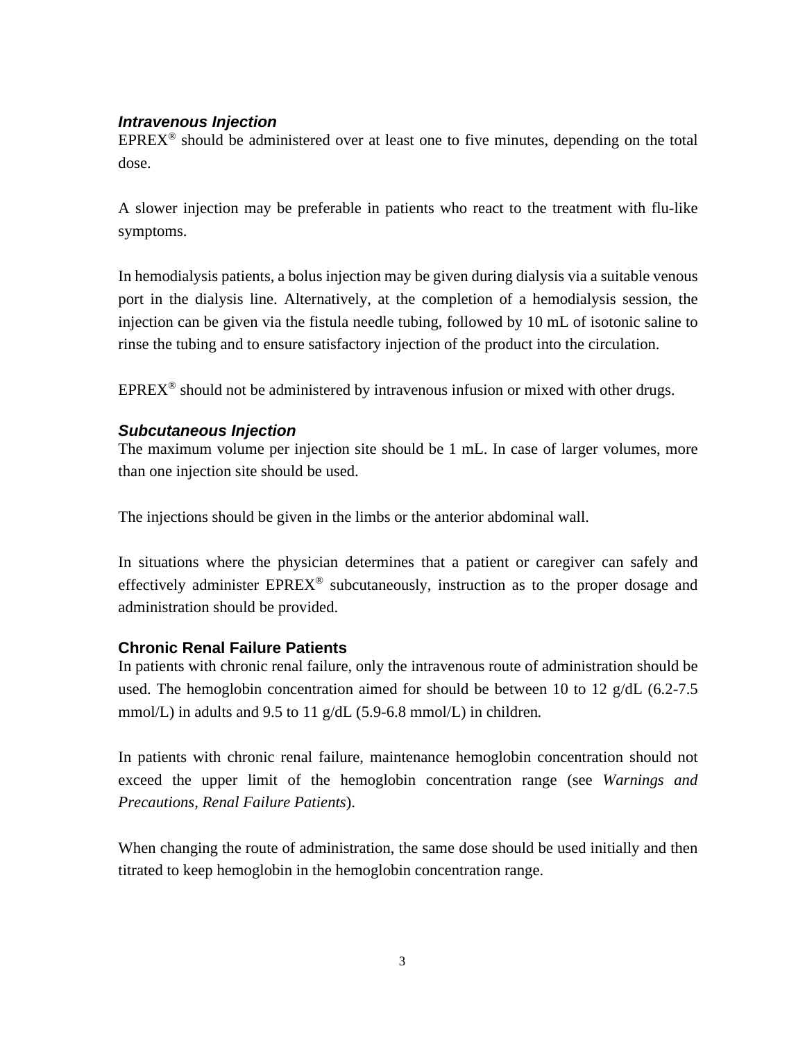#### *Intravenous Injection*

EPREX® should be administered over at least one to five minutes, depending on the total dose.

A slower injection may be preferable in patients who react to the treatment with flu-like symptoms.

In hemodialysis patients, a bolus injection may be given during dialysis via a suitable venous port in the dialysis line. Alternatively, at the completion of a hemodialysis session, the injection can be given via the fistula needle tubing, followed by 10 mL of isotonic saline to rinse the tubing and to ensure satisfactory injection of the product into the circulation.

EPREX® should not be administered by intravenous infusion or mixed with other drugs.

#### *Subcutaneous Injection*

The maximum volume per injection site should be 1 mL. In case of larger volumes, more than one injection site should be used.

The injections should be given in the limbs or the anterior abdominal wall.

In situations where the physician determines that a patient or caregiver can safely and effectively administer EPREX® subcutaneously, instruction as to the proper dosage and administration should be provided.

### Chronic Renal Failure Patients

In patients with chronic renal failure, only the intravenous route of administration should be used. The hemoglobin concentration aimed for should be between 10 to 12 g/dL (6.2-7.5 mmol/L) in adults and 9.5 to 11 g/dL (5.9-6.8 mmol/L) in children.

In patients with chronic renal failure, maintenance hemoglobin concentration should not exceed the upper limit of the hemoglobin concentration range (see *Warnings and Precautions, Renal Failure Patients*).

When changing the route of administration, the same dose should be used initially and then titrated to keep hemoglobin in the hemoglobin concentration range.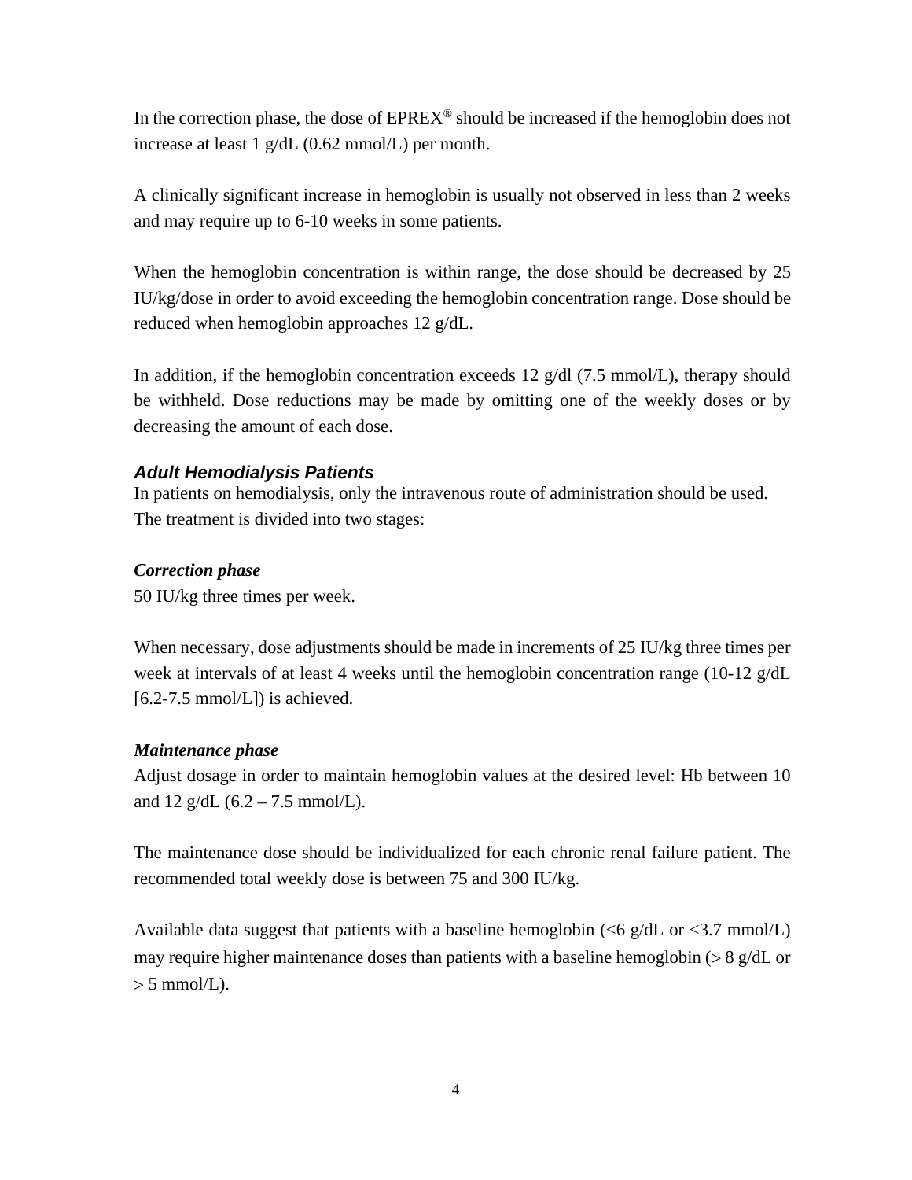In the correction phase, the dose of EPREX® should be increased if the hemoglobin does not increase at least 1 g/dL (0.62 mmol/L) per month.

A clinically significant increase in hemoglobin is usually not observed in less than 2 weeks and may require up to 6-10 weeks in some patients.

When the hemoglobin concentration is within range, the dose should be decreased by 25 IU/kg/dose in order to avoid exceeding the hemoglobin concentration range. Dose should be reduced when hemoglobin approaches 12 g/dL.

In addition, if the hemoglobin concentration exceeds 12 g/dl (7.5 mmol/L), therapy should be withheld. Dose reductions may be made by omitting one of the weekly doses or by decreasing the amount of each dose.

### *Adult Hemodialysis Patients*

In patients on hemodialysis, only the intravenous route of administration should be used. The treatment is divided into two stages:

***Correction phase***

50 IU/kg three times per week.

When necessary, dose adjustments should be made in increments of 25 IU/kg three times per week at intervals of at least 4 weeks until the hemoglobin concentration range (10-12 g/dL [6.2-7.5 mmol/L]) is achieved.

***Maintenance phase***

Adjust dosage in order to maintain hemoglobin values at the desired level: Hb between 10 and 12 g/dL (6.2 – 7.5 mmol/L).

The maintenance dose should be individualized for each chronic renal failure patient. The recommended total weekly dose is between 75 and 300 IU/kg.

Available data suggest that patients with a baseline hemoglobin (<6 g/dL or <3.7 mmol/L) may require higher maintenance doses than patients with a baseline hemoglobin (> 8 g/dL or > 5 mmol/L).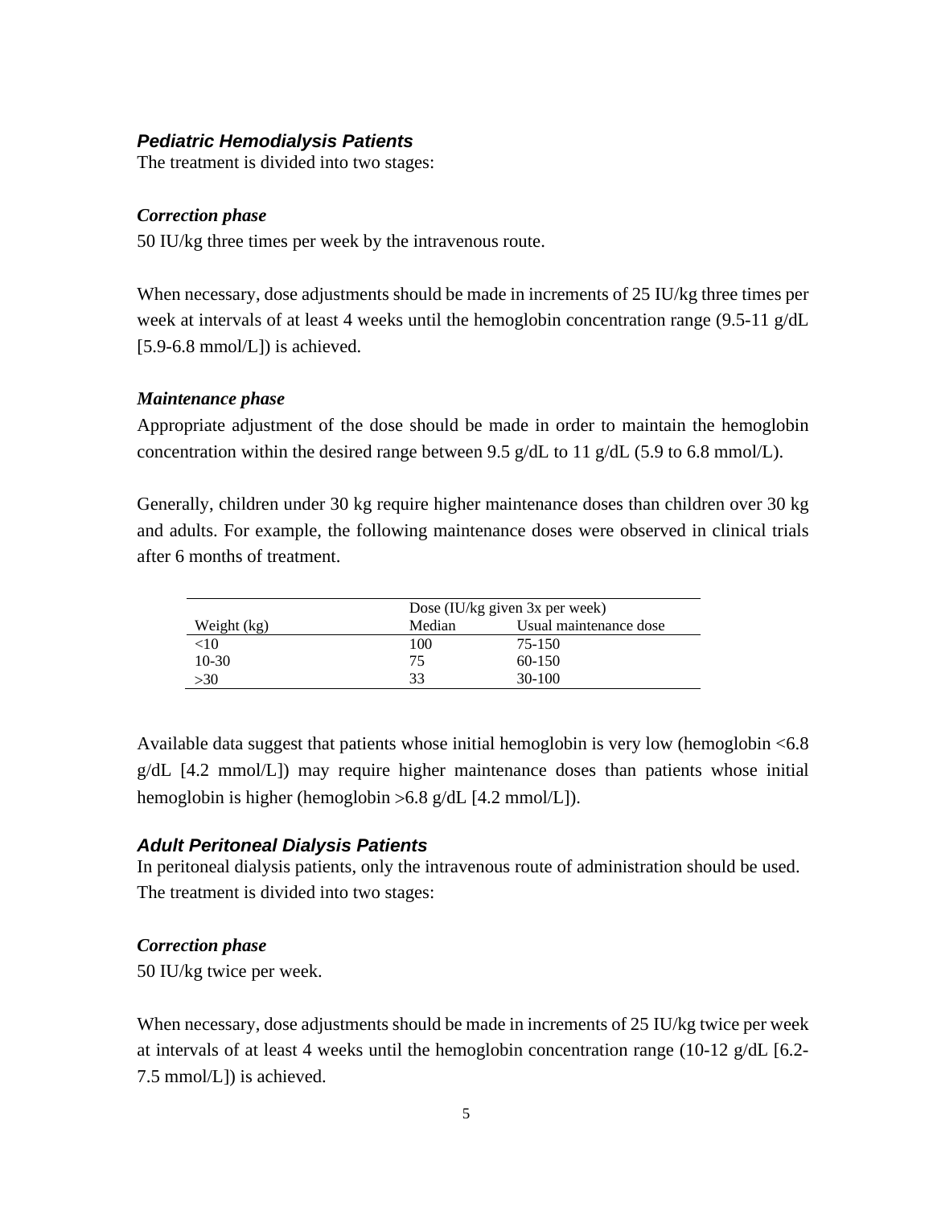### ***Pediatric Hemodialysis Patients***

The treatment is divided into two stages:

***Correction phase***

50 IU/kg three times per week by the intravenous route.

When necessary, dose adjustments should be made in increments of 25 IU/kg three times per week at intervals of at least 4 weeks until the hemoglobin concentration range (9.5-11 g/dL [5.9-6.8 mmol/L]) is achieved.

***Maintenance phase***

Appropriate adjustment of the dose should be made in order to maintain the hemoglobin concentration within the desired range between 9.5 g/dL to 11 g/dL (5.9 to 6.8 mmol/L).

Generally, children under 30 kg require higher maintenance doses than children over 30 kg and adults. For example, the following maintenance doses were observed in clinical trials after 6 months of treatment.

| | Dose (IU/kg given 3x per week) | |
|---|---|---|
| Weight (kg) | Median | Usual maintenance dose |
| <10 | 100 | 75-150 |
| 10-30 | 75 | 60-150 |
| >30 | 33 | 30-100 |

Available data suggest that patients whose initial hemoglobin is very low (hemoglobin <6.8 g/dL [4.2 mmol/L]) may require higher maintenance doses than patients whose initial hemoglobin is higher (hemoglobin >6.8 g/dL [4.2 mmol/L]).

### ***Adult Peritoneal Dialysis Patients***

In peritoneal dialysis patients, only the intravenous route of administration should be used. The treatment is divided into two stages:

***Correction phase***

50 IU/kg twice per week.

When necessary, dose adjustments should be made in increments of 25 IU/kg twice per week at intervals of at least 4 weeks until the hemoglobin concentration range (10-12 g/dL [6.2-7.5 mmol/L]) is achieved.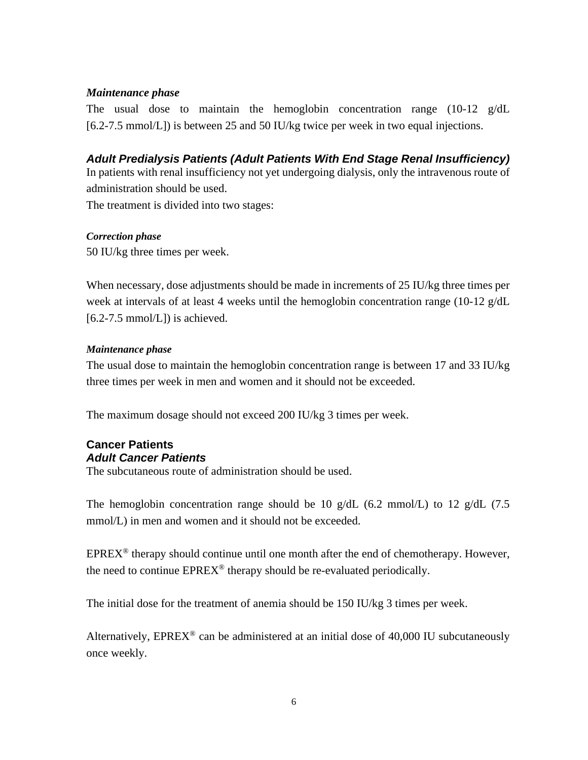*Maintenance phase*

The usual dose to maintain the hemoglobin concentration range (10-12 g/dL [6.2-7.5 mmol/L]) is between 25 and 50 IU/kg twice per week in two equal injections.

### *Adult Predialysis Patients (Adult Patients With End Stage Renal Insufficiency)*

In patients with renal insufficiency not yet undergoing dialysis, only the intravenous route of administration should be used.

The treatment is divided into two stages:

*Correction phase*

50 IU/kg three times per week.

When necessary, dose adjustments should be made in increments of 25 IU/kg three times per week at intervals of at least 4 weeks until the hemoglobin concentration range (10-12 g/dL [6.2-7.5 mmol/L]) is achieved.

*Maintenance phase*

The usual dose to maintain the hemoglobin concentration range is between 17 and 33 IU/kg three times per week in men and women and it should not be exceeded.

The maximum dosage should not exceed 200 IU/kg 3 times per week.

## Cancer Patients

### *Adult Cancer Patients*

The subcutaneous route of administration should be used.

The hemoglobin concentration range should be 10 g/dL (6.2 mmol/L) to 12 g/dL (7.5 mmol/L) in men and women and it should not be exceeded.

EPREX® therapy should continue until one month after the end of chemotherapy. However, the need to continue EPREX® therapy should be re-evaluated periodically.

The initial dose for the treatment of anemia should be 150 IU/kg 3 times per week.

Alternatively, EPREX® can be administered at an initial dose of 40,000 IU subcutaneously once weekly.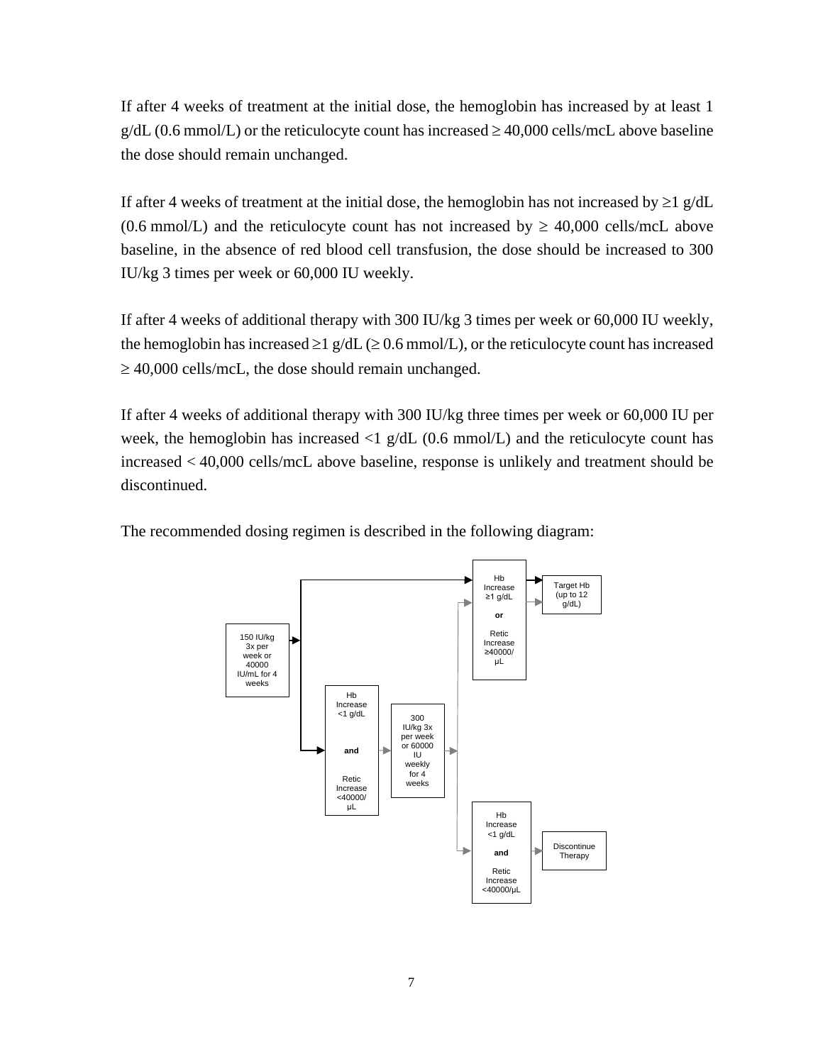If after 4 weeks of treatment at the initial dose, the hemoglobin has increased by at least 1 g/dL (0.6 mmol/L) or the reticulocyte count has increased ≥ 40,000 cells/mcL above baseline the dose should remain unchanged.

If after 4 weeks of treatment at the initial dose, the hemoglobin has not increased by ≥1 g/dL (0.6 mmol/L) and the reticulocyte count has not increased by ≥ 40,000 cells/mcL above baseline, in the absence of red blood cell transfusion, the dose should be increased to 300 IU/kg 3 times per week or 60,000 IU weekly.

If after 4 weeks of additional therapy with 300 IU/kg 3 times per week or 60,000 IU weekly, the hemoglobin has increased ≥1 g/dL (≥ 0.6 mmol/L), or the reticulocyte count has increased ≥ 40,000 cells/mcL, the dose should remain unchanged.

If after 4 weeks of additional therapy with 300 IU/kg three times per week or 60,000 IU per week, the hemoglobin has increased <1 g/dL (0.6 mmol/L) and the reticulocyte count has increased < 40,000 cells/mcL above baseline, response is unlikely and treatment should be discontinued.

The recommended dosing regimen is described in the following diagram:

150 IU/kg 3x per week or 40000 IU/mL for 4 weeks

Hb Increase ≥1 g/dL **or** Retic Increase ≥40000/μL

Target Hb (up to 12 g/dL)

Hb Increase <1 g/dL **and** Retic Increase <40000/μL

300 IU/kg 3x per week or 60000 IU weekly for 4 weeks

Hb Increase <1 g/dL **and** Retic Increase <40000/μL

Discontinue Therapy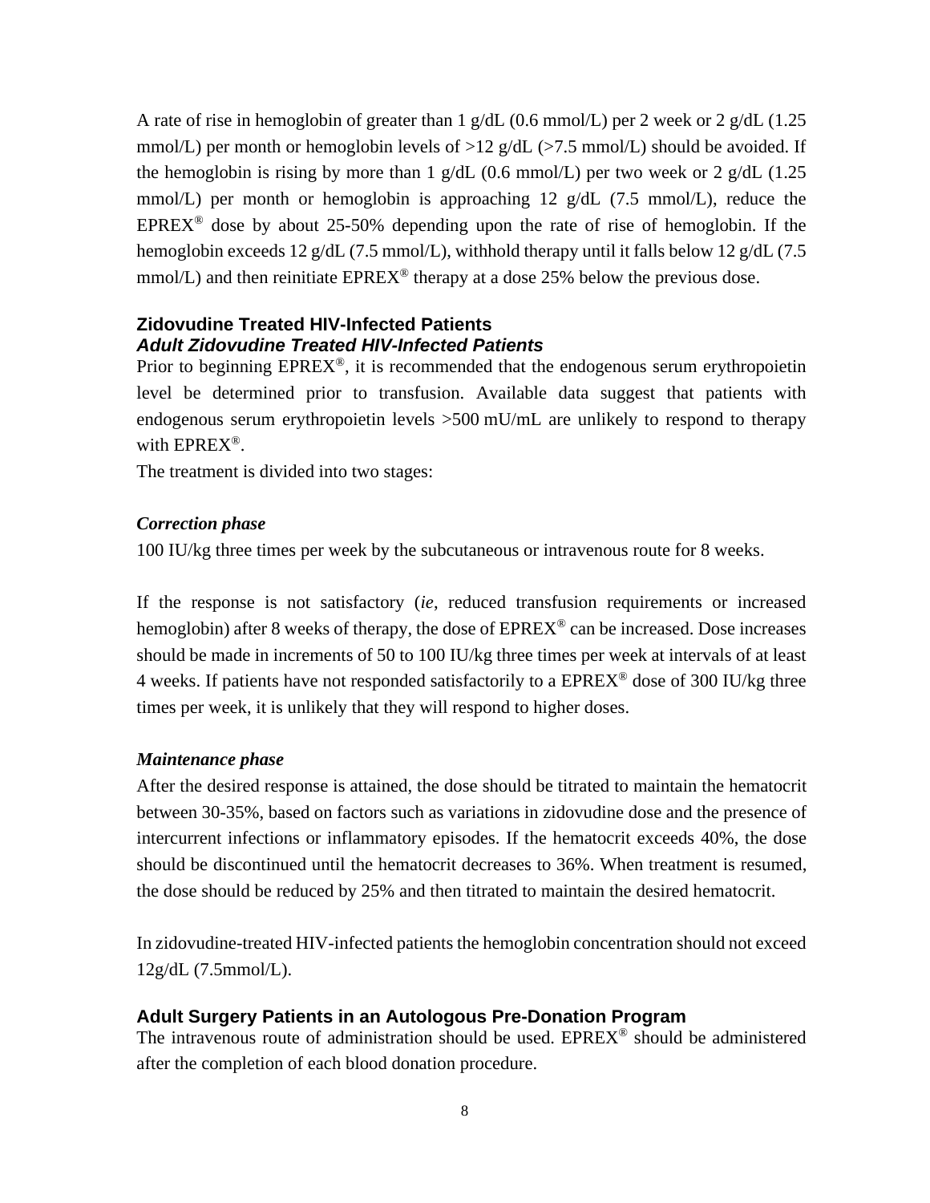A rate of rise in hemoglobin of greater than 1 g/dL (0.6 mmol/L) per 2 week or 2 g/dL (1.25 mmol/L) per month or hemoglobin levels of >12 g/dL (>7.5 mmol/L) should be avoided. If the hemoglobin is rising by more than 1 g/dL (0.6 mmol/L) per two week or 2 g/dL (1.25 mmol/L) per month or hemoglobin is approaching 12 g/dL (7.5 mmol/L), reduce the EPREX® dose by about 25-50% depending upon the rate of rise of hemoglobin. If the hemoglobin exceeds 12 g/dL (7.5 mmol/L), withhold therapy until it falls below 12 g/dL (7.5 mmol/L) and then reinitiate EPREX® therapy at a dose 25% below the previous dose.

### Zidovudine Treated HIV-Infected Patients

#### *Adult Zidovudine Treated HIV-Infected Patients*

Prior to beginning EPREX®, it is recommended that the endogenous serum erythropoietin level be determined prior to transfusion. Available data suggest that patients with endogenous serum erythropoietin levels >500 mU/mL are unlikely to respond to therapy with EPREX®.

The treatment is divided into two stages:

***Correction phase***

100 IU/kg three times per week by the subcutaneous or intravenous route for 8 weeks.

If the response is not satisfactory (*ie*, reduced transfusion requirements or increased hemoglobin) after 8 weeks of therapy, the dose of EPREX® can be increased. Dose increases should be made in increments of 50 to 100 IU/kg three times per week at intervals of at least 4 weeks. If patients have not responded satisfactorily to a EPREX® dose of 300 IU/kg three times per week, it is unlikely that they will respond to higher doses.

***Maintenance phase***

After the desired response is attained, the dose should be titrated to maintain the hematocrit between 30-35%, based on factors such as variations in zidovudine dose and the presence of intercurrent infections or inflammatory episodes. If the hematocrit exceeds 40%, the dose should be discontinued until the hematocrit decreases to 36%. When treatment is resumed, the dose should be reduced by 25% and then titrated to maintain the desired hematocrit.

In zidovudine-treated HIV-infected patients the hemoglobin concentration should not exceed 12g/dL (7.5mmol/L).

### Adult Surgery Patients in an Autologous Pre-Donation Program

The intravenous route of administration should be used. EPREX® should be administered after the completion of each blood donation procedure.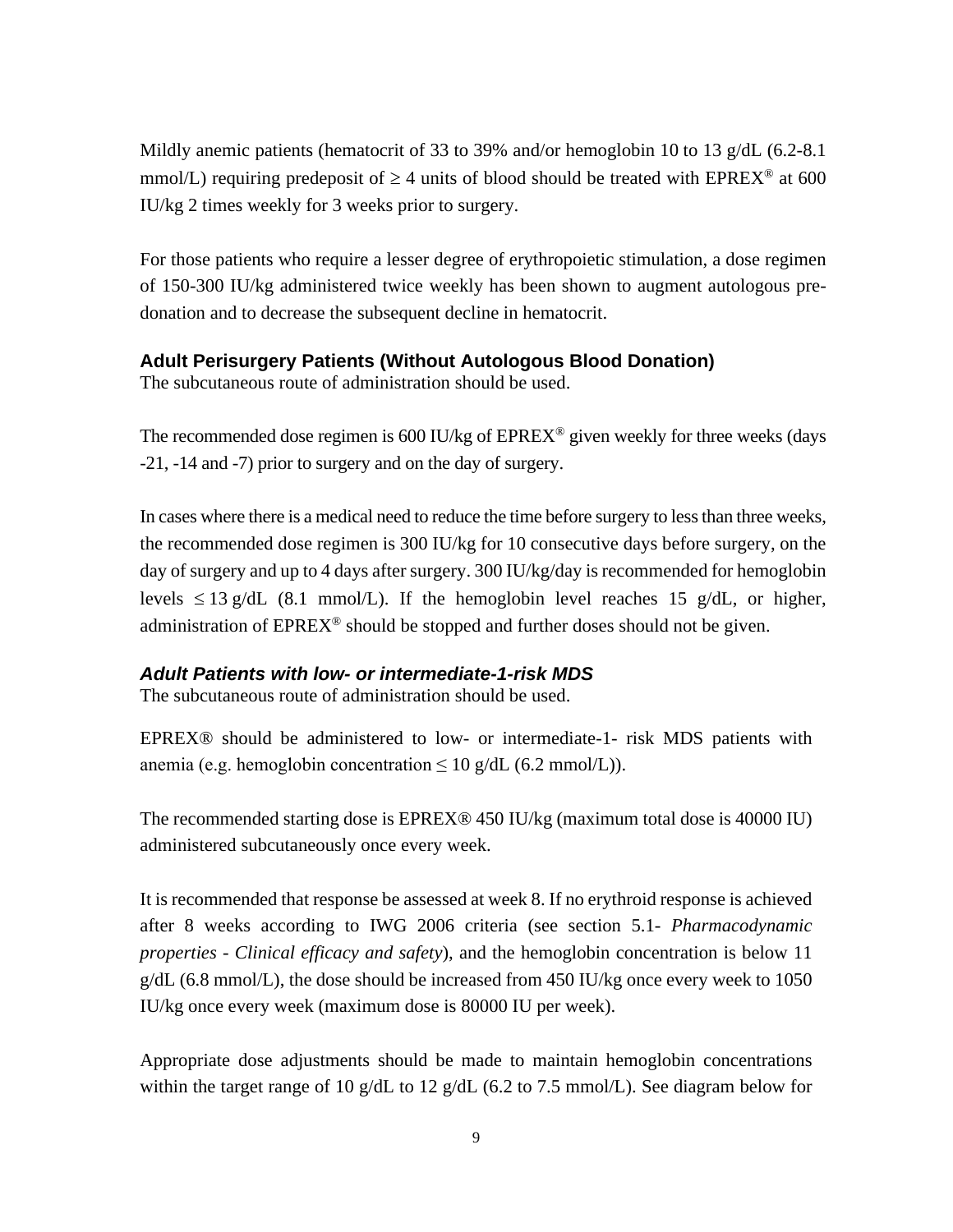Mildly anemic patients (hematocrit of 33 to 39% and/or hemoglobin 10 to 13 g/dL (6.2-8.1 mmol/L) requiring predeposit of ≥ 4 units of blood should be treated with EPREX® at 600 IU/kg 2 times weekly for 3 weeks prior to surgery.

For those patients who require a lesser degree of erythropoietic stimulation, a dose regimen of 150-300 IU/kg administered twice weekly has been shown to augment autologous pre-donation and to decrease the subsequent decline in hematocrit.

### Adult Perisurgery Patients (Without Autologous Blood Donation)

The subcutaneous route of administration should be used.

The recommended dose regimen is 600 IU/kg of EPREX® given weekly for three weeks (days -21, -14 and -7) prior to surgery and on the day of surgery.

In cases where there is a medical need to reduce the time before surgery to less than three weeks, the recommended dose regimen is 300 IU/kg for 10 consecutive days before surgery, on the day of surgery and up to 4 days after surgery. 300 IU/kg/day is recommended for hemoglobin levels ≤ 13 g/dL (8.1 mmol/L). If the hemoglobin level reaches 15 g/dL, or higher, administration of EPREX® should be stopped and further doses should not be given.

### *Adult Patients with low- or intermediate-1-risk MDS*

The subcutaneous route of administration should be used.

EPREX® should be administered to low- or intermediate-1- risk MDS patients with anemia (e.g. hemoglobin concentration ≤ 10 g/dL (6.2 mmol/L)).

The recommended starting dose is EPREX® 450 IU/kg (maximum total dose is 40000 IU) administered subcutaneously once every week.

It is recommended that response be assessed at week 8. If no erythroid response is achieved after 8 weeks according to IWG 2006 criteria (see section 5.1- *Pharmacodynamic properties - Clinical efficacy and safety*), and the hemoglobin concentration is below 11 g/dL (6.8 mmol/L), the dose should be increased from 450 IU/kg once every week to 1050 IU/kg once every week (maximum dose is 80000 IU per week).

Appropriate dose adjustments should be made to maintain hemoglobin concentrations within the target range of 10 g/dL to 12 g/dL (6.2 to 7.5 mmol/L). See diagram below for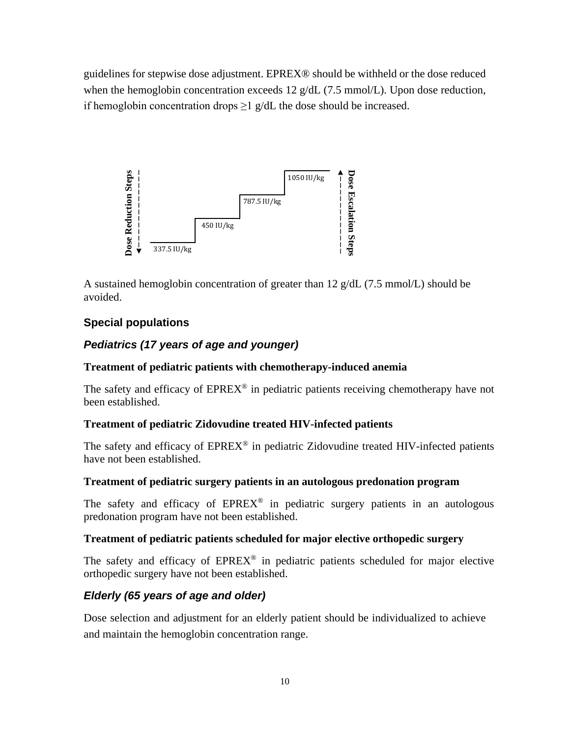guidelines for stepwise dose adjustment. EPREX® should be withheld or the dose reduced when the hemoglobin concentration exceeds 12 g/dL (7.5 mmol/L). Upon dose reduction, if hemoglobin concentration drops ≥1 g/dL the dose should be increased.

Dose Reduction Steps ↓ — 337.5 IU/kg — 450 IU/kg — 787.5 IU/kg — 1050 IU/kg — ↑ Dose Escalation Steps

A sustained hemoglobin concentration of greater than 12 g/dL (7.5 mmol/L) should be avoided.

## Special populations

### *Pediatrics (17 years of age and younger)*

**Treatment of pediatric patients with chemotherapy-induced anemia**

The safety and efficacy of EPREX® in pediatric patients receiving chemotherapy have not been established.

**Treatment of pediatric Zidovudine treated HIV-infected patients**

The safety and efficacy of EPREX® in pediatric Zidovudine treated HIV-infected patients have not been established.

**Treatment of pediatric surgery patients in an autologous predonation program**

The safety and efficacy of EPREX® in pediatric surgery patients in an autologous predonation program have not been established.

**Treatment of pediatric patients scheduled for major elective orthopedic surgery**

The safety and efficacy of EPREX® in pediatric patients scheduled for major elective orthopedic surgery have not been established.

### *Elderly (65 years of age and older)*

Dose selection and adjustment for an elderly patient should be individualized to achieve and maintain the hemoglobin concentration range.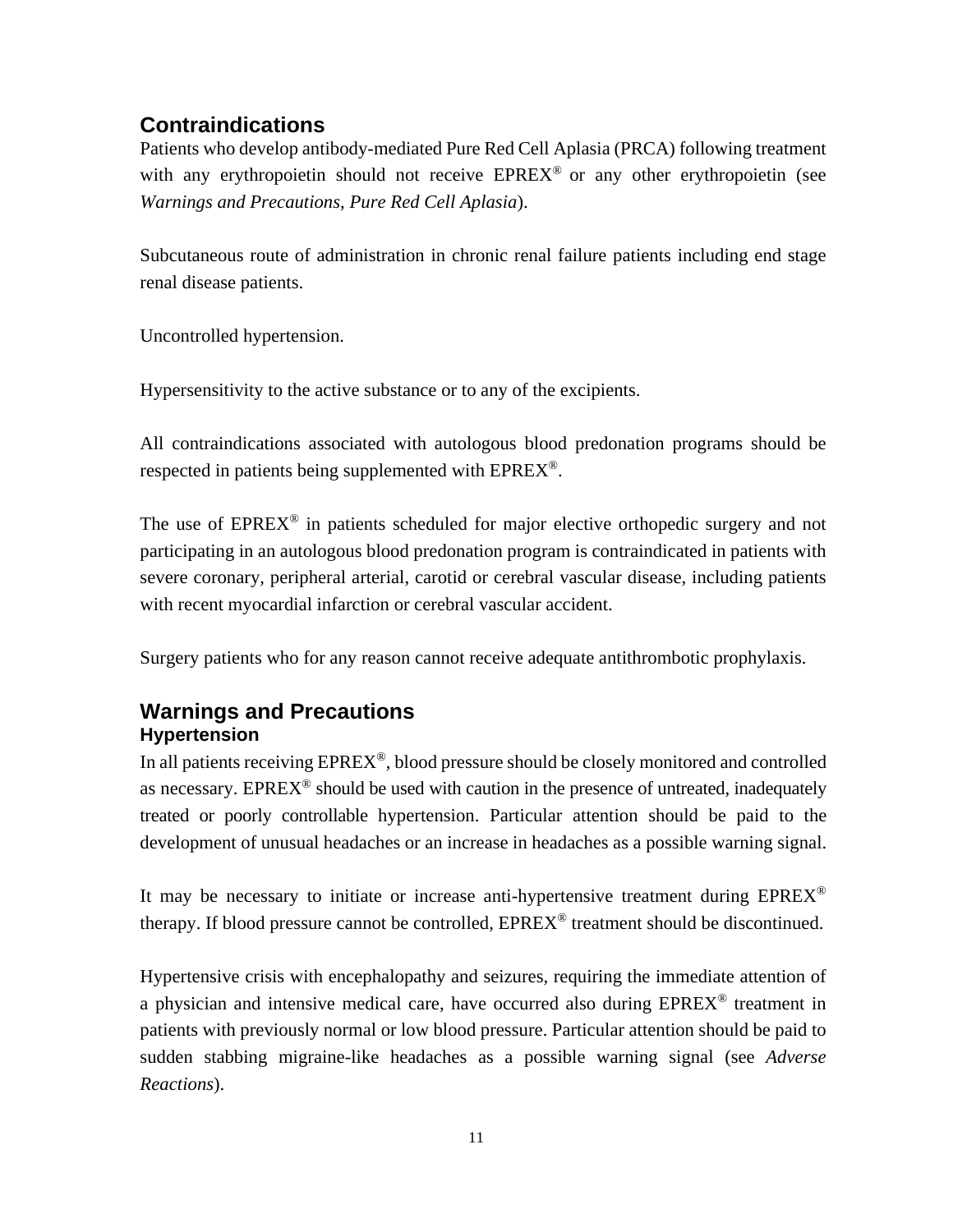## Contraindications

Patients who develop antibody-mediated Pure Red Cell Aplasia (PRCA) following treatment with any erythropoietin should not receive EPREX® or any other erythropoietin (see *Warnings and Precautions, Pure Red Cell Aplasia*).

Subcutaneous route of administration in chronic renal failure patients including end stage renal disease patients.

Uncontrolled hypertension.

Hypersensitivity to the active substance or to any of the excipients.

All contraindications associated with autologous blood predonation programs should be respected in patients being supplemented with EPREX®.

The use of EPREX® in patients scheduled for major elective orthopedic surgery and not participating in an autologous blood predonation program is contraindicated in patients with severe coronary, peripheral arterial, carotid or cerebral vascular disease, including patients with recent myocardial infarction or cerebral vascular accident.

Surgery patients who for any reason cannot receive adequate antithrombotic prophylaxis.

## Warnings and Precautions

### Hypertension

In all patients receiving EPREX®, blood pressure should be closely monitored and controlled as necessary. EPREX® should be used with caution in the presence of untreated, inadequately treated or poorly controllable hypertension. Particular attention should be paid to the development of unusual headaches or an increase in headaches as a possible warning signal.

It may be necessary to initiate or increase anti-hypertensive treatment during EPREX® therapy. If blood pressure cannot be controlled, EPREX® treatment should be discontinued.

Hypertensive crisis with encephalopathy and seizures, requiring the immediate attention of a physician and intensive medical care, have occurred also during EPREX® treatment in patients with previously normal or low blood pressure. Particular attention should be paid to sudden stabbing migraine-like headaches as a possible warning signal (see *Adverse Reactions*).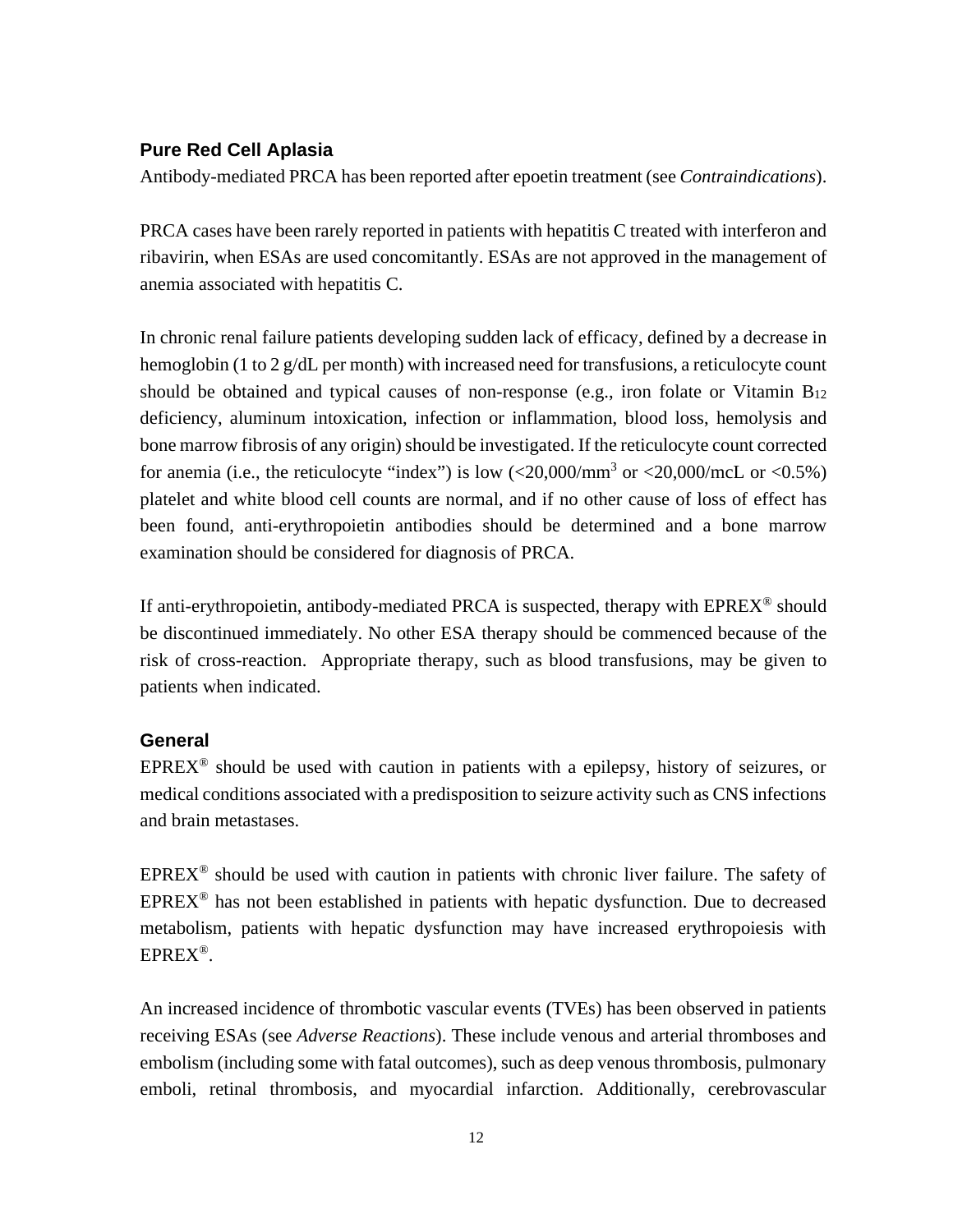### Pure Red Cell Aplasia

Antibody-mediated PRCA has been reported after epoetin treatment (see *Contraindications*).

PRCA cases have been rarely reported in patients with hepatitis C treated with interferon and ribavirin, when ESAs are used concomitantly. ESAs are not approved in the management of anemia associated with hepatitis C.

In chronic renal failure patients developing sudden lack of efficacy, defined by a decrease in hemoglobin (1 to 2 g/dL per month) with increased need for transfusions, a reticulocyte count should be obtained and typical causes of non-response (e.g., iron folate or Vitamin $B_{12}$ deficiency, aluminum intoxication, infection or inflammation, blood loss, hemolysis and bone marrow fibrosis of any origin) should be investigated. If the reticulocyte count corrected for anemia (i.e., the reticulocyte "index") is low (<20,000/mm$^3$ or <20,000/mcL or <0.5%) platelet and white blood cell counts are normal, and if no other cause of loss of effect has been found, anti-erythropoietin antibodies should be determined and a bone marrow examination should be considered for diagnosis of PRCA.

If anti-erythropoietin, antibody-mediated PRCA is suspected, therapy with EPREX® should be discontinued immediately. No other ESA therapy should be commenced because of the risk of cross-reaction. Appropriate therapy, such as blood transfusions, may be given to patients when indicated.

### General

EPREX® should be used with caution in patients with a epilepsy, history of seizures, or medical conditions associated with a predisposition to seizure activity such as CNS infections and brain metastases.

EPREX® should be used with caution in patients with chronic liver failure. The safety of EPREX® has not been established in patients with hepatic dysfunction. Due to decreased metabolism, patients with hepatic dysfunction may have increased erythropoiesis with EPREX®.

An increased incidence of thrombotic vascular events (TVEs) has been observed in patients receiving ESAs (see *Adverse Reactions*). These include venous and arterial thromboses and embolism (including some with fatal outcomes), such as deep venous thrombosis, pulmonary emboli, retinal thrombosis, and myocardial infarction. Additionally, cerebrovascular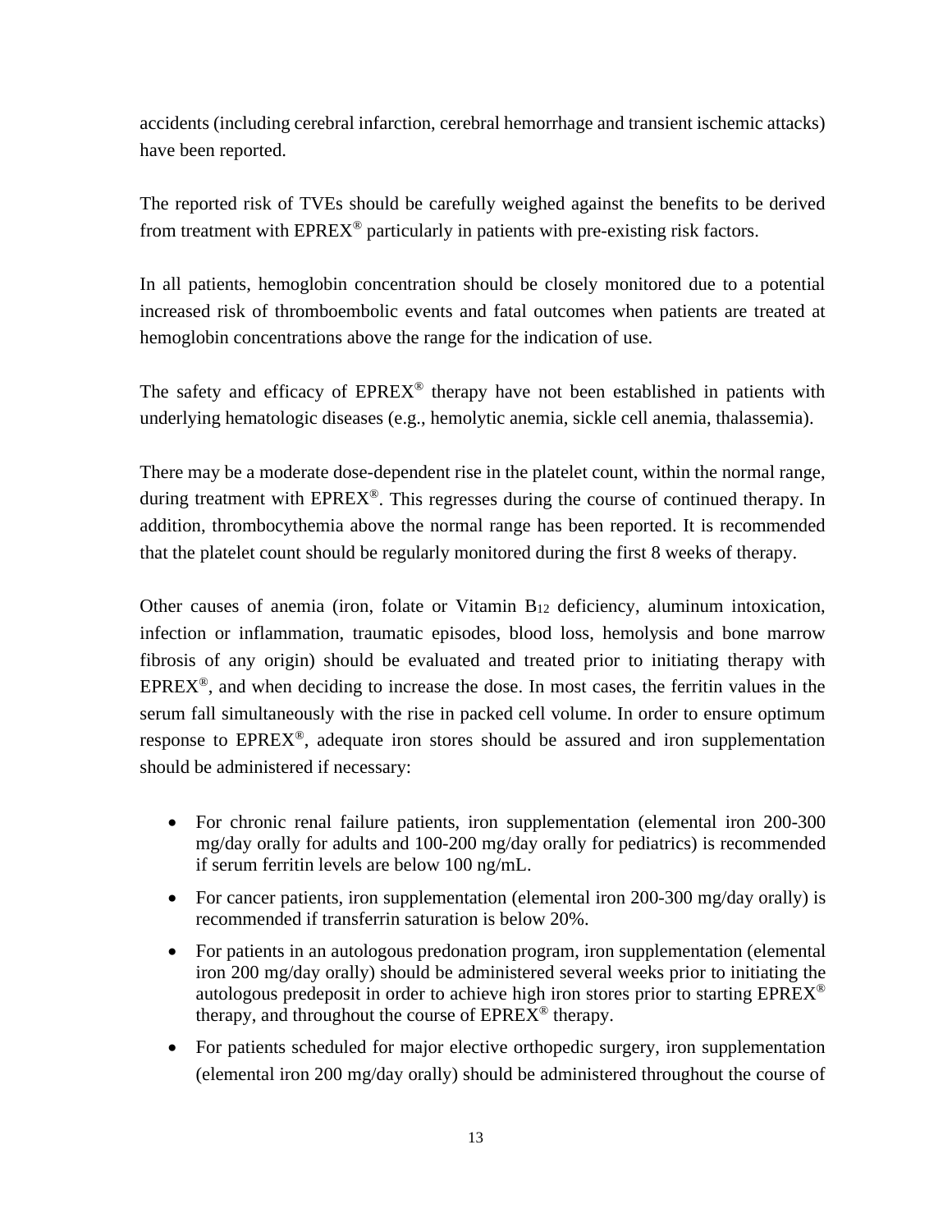accidents (including cerebral infarction, cerebral hemorrhage and transient ischemic attacks) have been reported.

The reported risk of TVEs should be carefully weighed against the benefits to be derived from treatment with EPREX® particularly in patients with pre-existing risk factors.

In all patients, hemoglobin concentration should be closely monitored due to a potential increased risk of thromboembolic events and fatal outcomes when patients are treated at hemoglobin concentrations above the range for the indication of use.

The safety and efficacy of EPREX® therapy have not been established in patients with underlying hematologic diseases (e.g., hemolytic anemia, sickle cell anemia, thalassemia).

There may be a moderate dose-dependent rise in the platelet count, within the normal range, during treatment with EPREX®. This regresses during the course of continued therapy. In addition, thrombocythemia above the normal range has been reported. It is recommended that the platelet count should be regularly monitored during the first 8 weeks of therapy.

Other causes of anemia (iron, folate or Vitamin $B_{12}$ deficiency, aluminum intoxication, infection or inflammation, traumatic episodes, blood loss, hemolysis and bone marrow fibrosis of any origin) should be evaluated and treated prior to initiating therapy with EPREX®, and when deciding to increase the dose. In most cases, the ferritin values in the serum fall simultaneously with the rise in packed cell volume. In order to ensure optimum response to EPREX®, adequate iron stores should be assured and iron supplementation should be administered if necessary:

- For chronic renal failure patients, iron supplementation (elemental iron 200-300 mg/day orally for adults and 100-200 mg/day orally for pediatrics) is recommended if serum ferritin levels are below 100 ng/mL.
- For cancer patients, iron supplementation (elemental iron 200-300 mg/day orally) is recommended if transferrin saturation is below 20%.
- For patients in an autologous predonation program, iron supplementation (elemental iron 200 mg/day orally) should be administered several weeks prior to initiating the autologous predeposit in order to achieve high iron stores prior to starting EPREX® therapy, and throughout the course of EPREX® therapy.
- For patients scheduled for major elective orthopedic surgery, iron supplementation (elemental iron 200 mg/day orally) should be administered throughout the course of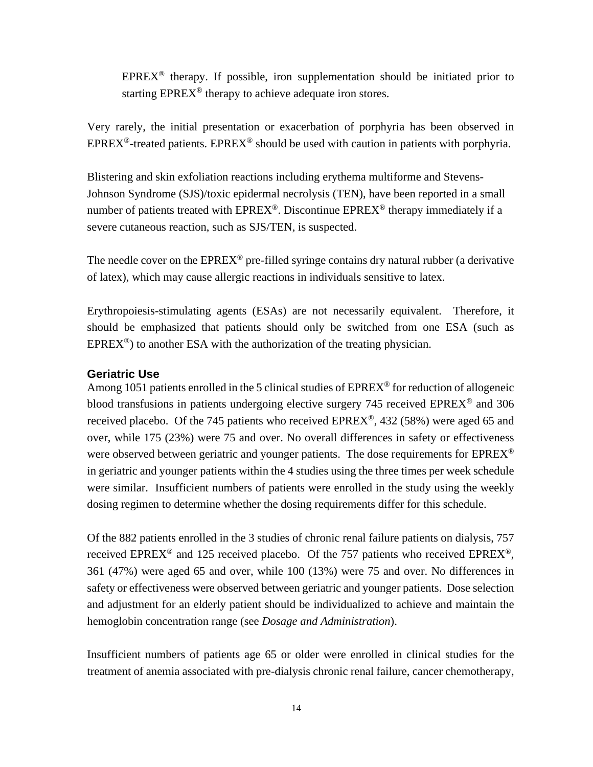EPREX® therapy. If possible, iron supplementation should be initiated prior to starting EPREX® therapy to achieve adequate iron stores.

Very rarely, the initial presentation or exacerbation of porphyria has been observed in EPREX®-treated patients. EPREX® should be used with caution in patients with porphyria.

Blistering and skin exfoliation reactions including erythema multiforme and Stevens-Johnson Syndrome (SJS)/toxic epidermal necrolysis (TEN), have been reported in a small number of patients treated with EPREX®. Discontinue EPREX® therapy immediately if a severe cutaneous reaction, such as SJS/TEN, is suspected.

The needle cover on the EPREX® pre-filled syringe contains dry natural rubber (a derivative of latex), which may cause allergic reactions in individuals sensitive to latex.

Erythropoiesis-stimulating agents (ESAs) are not necessarily equivalent. Therefore, it should be emphasized that patients should only be switched from one ESA (such as EPREX®) to another ESA with the authorization of the treating physician.

### Geriatric Use

Among 1051 patients enrolled in the 5 clinical studies of EPREX® for reduction of allogeneic blood transfusions in patients undergoing elective surgery 745 received EPREX® and 306 received placebo. Of the 745 patients who received EPREX®, 432 (58%) were aged 65 and over, while 175 (23%) were 75 and over. No overall differences in safety or effectiveness were observed between geriatric and younger patients. The dose requirements for EPREX® in geriatric and younger patients within the 4 studies using the three times per week schedule were similar. Insufficient numbers of patients were enrolled in the study using the weekly dosing regimen to determine whether the dosing requirements differ for this schedule.

Of the 882 patients enrolled in the 3 studies of chronic renal failure patients on dialysis, 757 received EPREX® and 125 received placebo. Of the 757 patients who received EPREX®, 361 (47%) were aged 65 and over, while 100 (13%) were 75 and over. No differences in safety or effectiveness were observed between geriatric and younger patients. Dose selection and adjustment for an elderly patient should be individualized to achieve and maintain the hemoglobin concentration range (see *Dosage and Administration*).

Insufficient numbers of patients age 65 or older were enrolled in clinical studies for the treatment of anemia associated with pre-dialysis chronic renal failure, cancer chemotherapy,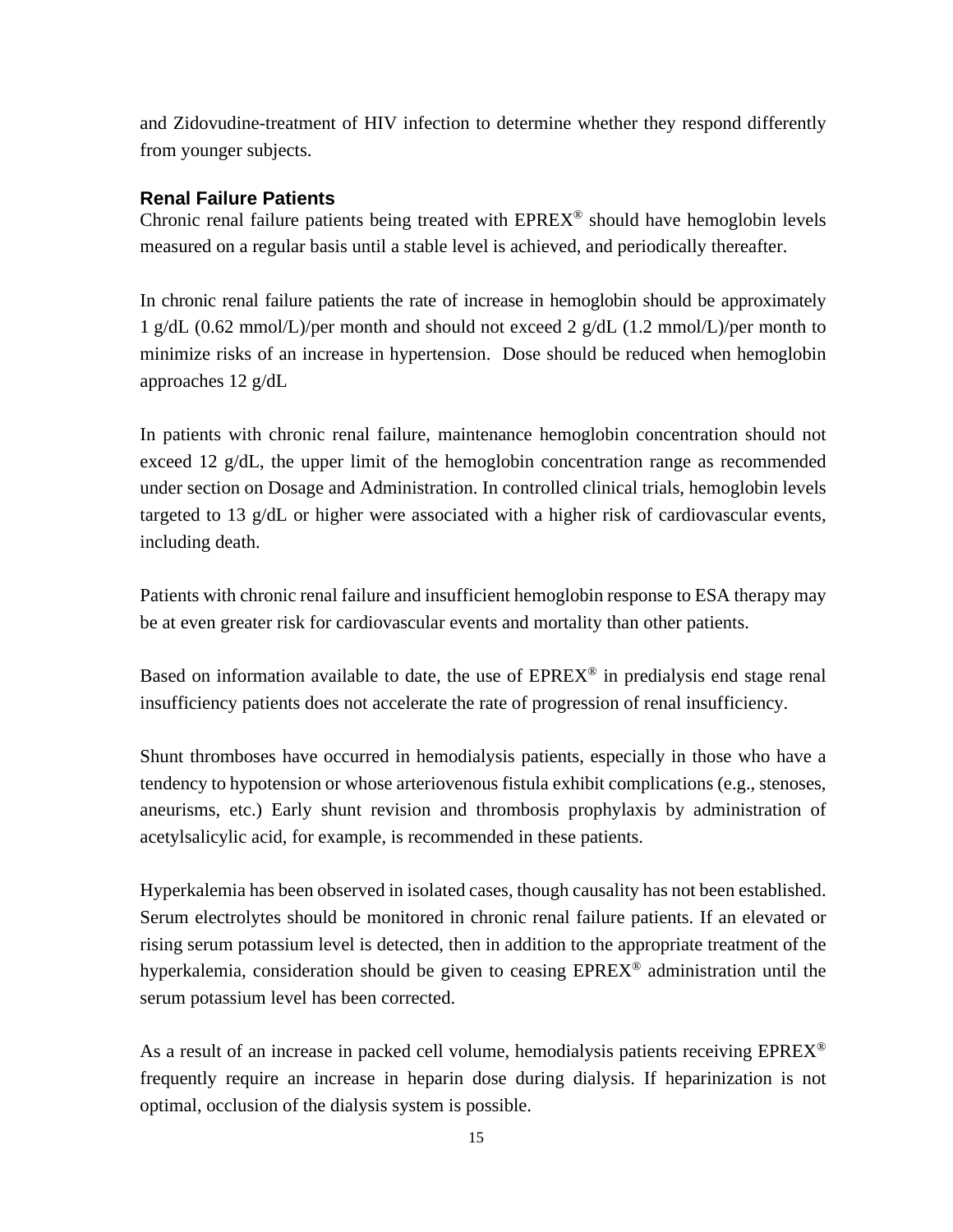and Zidovudine-treatment of HIV infection to determine whether they respond differently from younger subjects.

### Renal Failure Patients

Chronic renal failure patients being treated with EPREX® should have hemoglobin levels measured on a regular basis until a stable level is achieved, and periodically thereafter.

In chronic renal failure patients the rate of increase in hemoglobin should be approximately 1 g/dL (0.62 mmol/L)/per month and should not exceed 2 g/dL (1.2 mmol/L)/per month to minimize risks of an increase in hypertension. Dose should be reduced when hemoglobin approaches 12 g/dL

In patients with chronic renal failure, maintenance hemoglobin concentration should not exceed 12 g/dL, the upper limit of the hemoglobin concentration range as recommended under section on Dosage and Administration. In controlled clinical trials, hemoglobin levels targeted to 13 g/dL or higher were associated with a higher risk of cardiovascular events, including death.

Patients with chronic renal failure and insufficient hemoglobin response to ESA therapy may be at even greater risk for cardiovascular events and mortality than other patients.

Based on information available to date, the use of EPREX® in predialysis end stage renal insufficiency patients does not accelerate the rate of progression of renal insufficiency.

Shunt thromboses have occurred in hemodialysis patients, especially in those who have a tendency to hypotension or whose arteriovenous fistula exhibit complications (e.g., stenoses, aneurisms, etc.) Early shunt revision and thrombosis prophylaxis by administration of acetylsalicylic acid, for example, is recommended in these patients.

Hyperkalemia has been observed in isolated cases, though causality has not been established. Serum electrolytes should be monitored in chronic renal failure patients. If an elevated or rising serum potassium level is detected, then in addition to the appropriate treatment of the hyperkalemia, consideration should be given to ceasing EPREX® administration until the serum potassium level has been corrected.

As a result of an increase in packed cell volume, hemodialysis patients receiving EPREX® frequently require an increase in heparin dose during dialysis. If heparinization is not optimal, occlusion of the dialysis system is possible.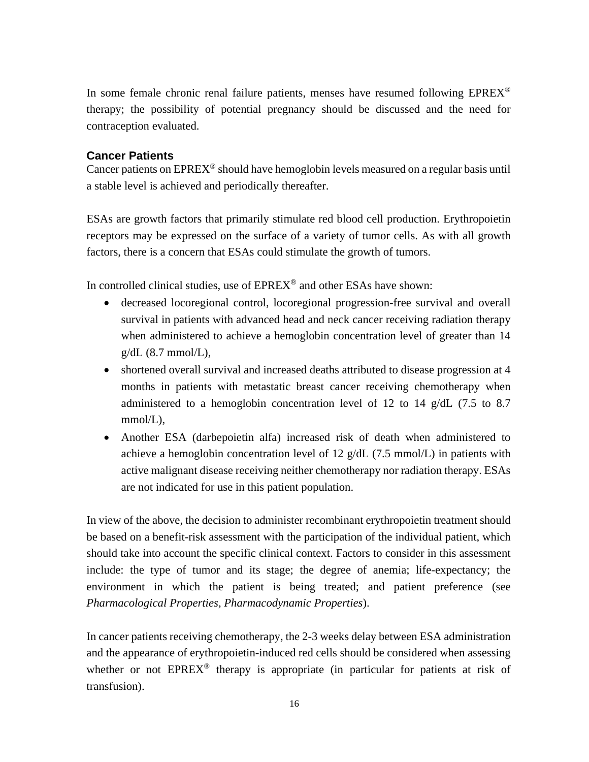In some female chronic renal failure patients, menses have resumed following EPREX® therapy; the possibility of potential pregnancy should be discussed and the need for contraception evaluated.

### Cancer Patients

Cancer patients on EPREX® should have hemoglobin levels measured on a regular basis until a stable level is achieved and periodically thereafter.

ESAs are growth factors that primarily stimulate red blood cell production. Erythropoietin receptors may be expressed on the surface of a variety of tumor cells. As with all growth factors, there is a concern that ESAs could stimulate the growth of tumors.

In controlled clinical studies, use of EPREX® and other ESAs have shown:

- decreased locoregional control, locoregional progression-free survival and overall survival in patients with advanced head and neck cancer receiving radiation therapy when administered to achieve a hemoglobin concentration level of greater than 14 g/dL (8.7 mmol/L),
- shortened overall survival and increased deaths attributed to disease progression at 4 months in patients with metastatic breast cancer receiving chemotherapy when administered to a hemoglobin concentration level of 12 to 14 g/dL (7.5 to 8.7 mmol/L),
- Another ESA (darbepoietin alfa) increased risk of death when administered to achieve a hemoglobin concentration level of 12 g/dL (7.5 mmol/L) in patients with active malignant disease receiving neither chemotherapy nor radiation therapy. ESAs are not indicated for use in this patient population.

In view of the above, the decision to administer recombinant erythropoietin treatment should be based on a benefit-risk assessment with the participation of the individual patient, which should take into account the specific clinical context. Factors to consider in this assessment include: the type of tumor and its stage; the degree of anemia; life-expectancy; the environment in which the patient is being treated; and patient preference (see *Pharmacological Properties*, *Pharmacodynamic Properties*).

In cancer patients receiving chemotherapy, the 2-3 weeks delay between ESA administration and the appearance of erythropoietin-induced red cells should be considered when assessing whether or not EPREX® therapy is appropriate (in particular for patients at risk of transfusion).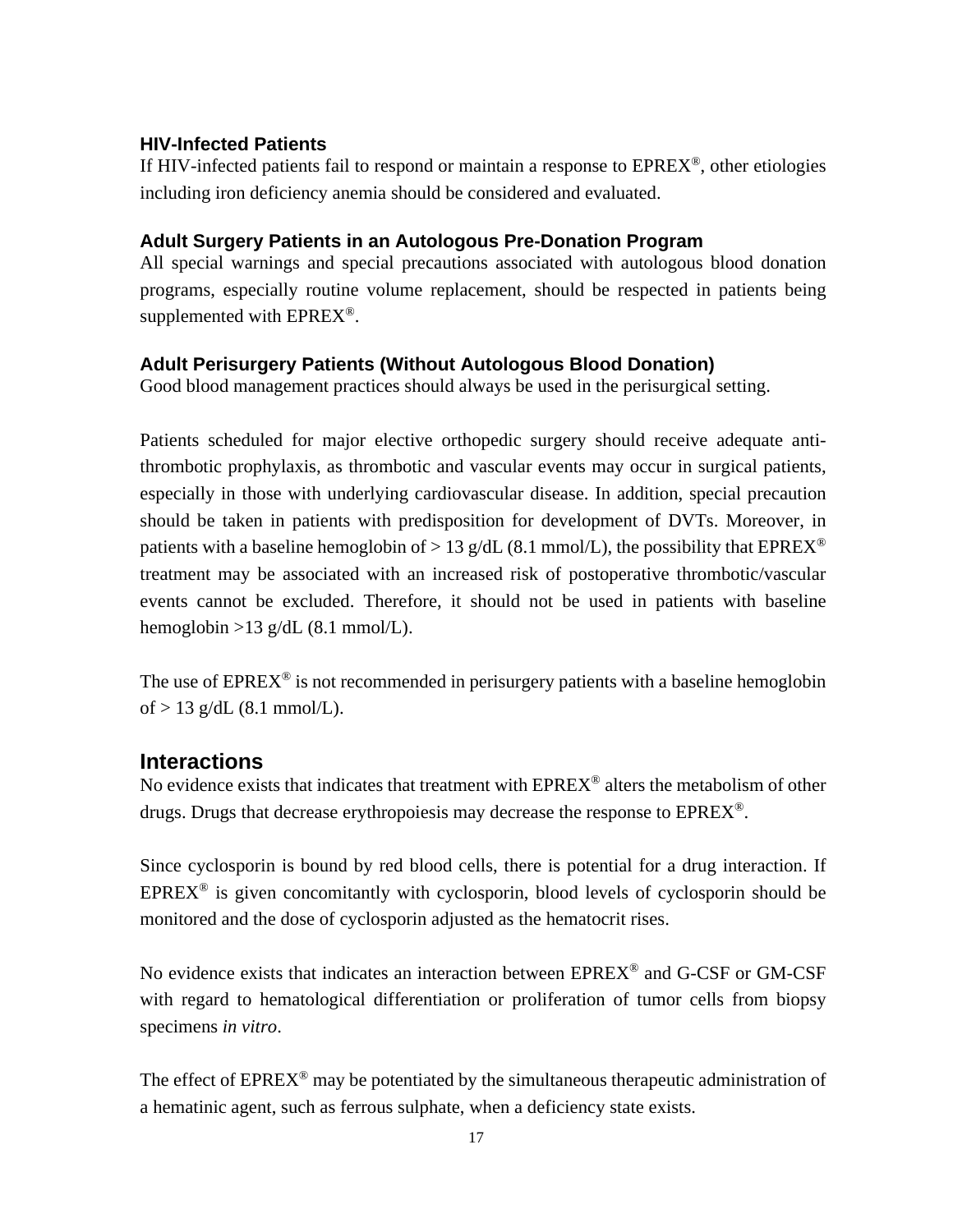### HIV-Infected Patients

If HIV-infected patients fail to respond or maintain a response to EPREX®, other etiologies including iron deficiency anemia should be considered and evaluated.

### Adult Surgery Patients in an Autologous Pre-Donation Program

All special warnings and special precautions associated with autologous blood donation programs, especially routine volume replacement, should be respected in patients being supplemented with EPREX®.

### Adult Perisurgery Patients (Without Autologous Blood Donation)

Good blood management practices should always be used in the perisurgical setting.

Patients scheduled for major elective orthopedic surgery should receive adequate anti-thrombotic prophylaxis, as thrombotic and vascular events may occur in surgical patients, especially in those with underlying cardiovascular disease. In addition, special precaution should be taken in patients with predisposition for development of DVTs. Moreover, in patients with a baseline hemoglobin of > 13 g/dL (8.1 mmol/L), the possibility that EPREX® treatment may be associated with an increased risk of postoperative thrombotic/vascular events cannot be excluded. Therefore, it should not be used in patients with baseline hemoglobin >13 g/dL (8.1 mmol/L).

The use of EPREX® is not recommended in perisurgery patients with a baseline hemoglobin of > 13 g/dL (8.1 mmol/L).

## Interactions

No evidence exists that indicates that treatment with EPREX® alters the metabolism of other drugs. Drugs that decrease erythropoiesis may decrease the response to EPREX®.

Since cyclosporin is bound by red blood cells, there is potential for a drug interaction. If EPREX® is given concomitantly with cyclosporin, blood levels of cyclosporin should be monitored and the dose of cyclosporin adjusted as the hematocrit rises.

No evidence exists that indicates an interaction between EPREX® and G-CSF or GM-CSF with regard to hematological differentiation or proliferation of tumor cells from biopsy specimens *in vitro*.

The effect of EPREX® may be potentiated by the simultaneous therapeutic administration of a hematinic agent, such as ferrous sulphate, when a deficiency state exists.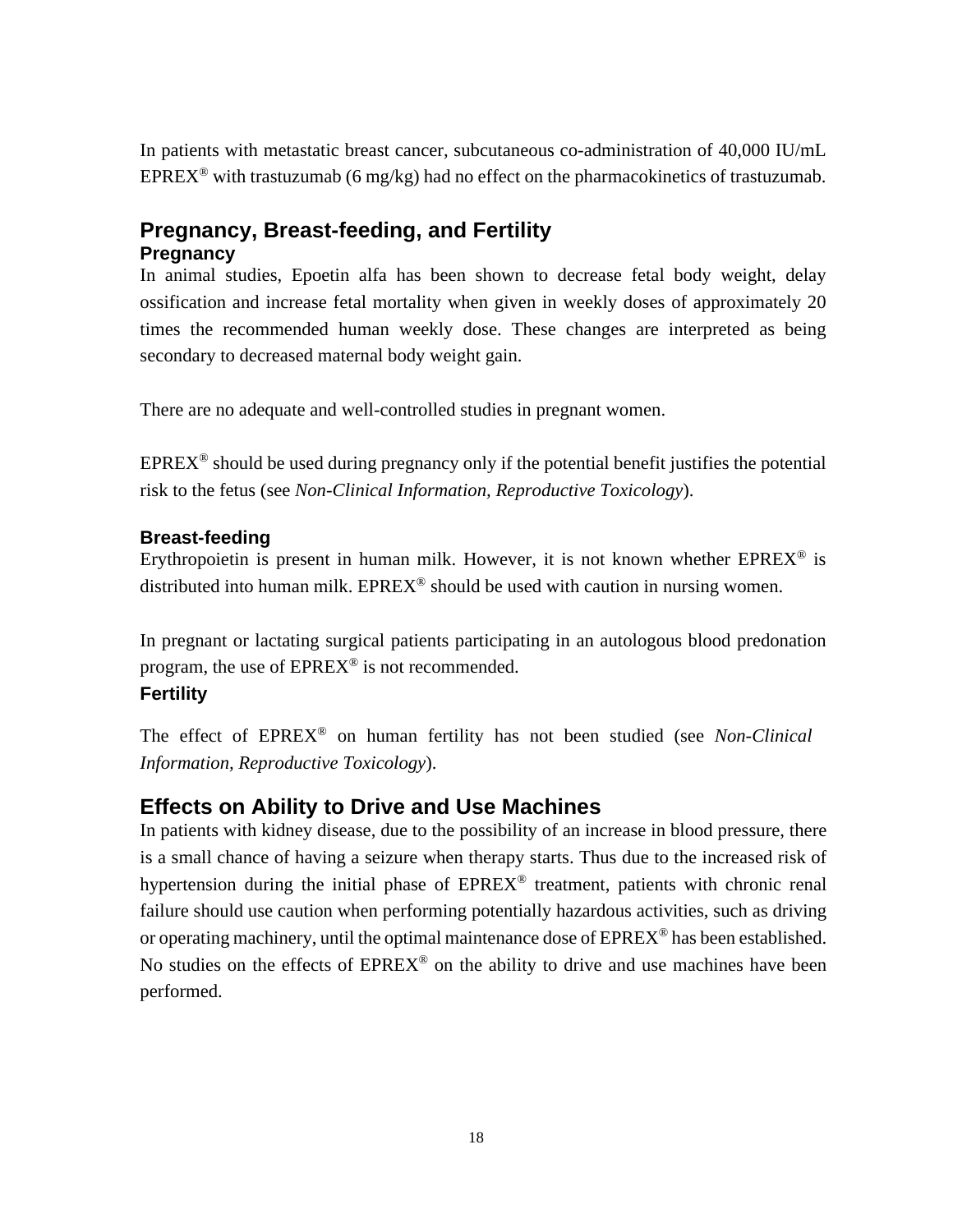In patients with metastatic breast cancer, subcutaneous co-administration of 40,000 IU/mL EPREX® with trastuzumab (6 mg/kg) had no effect on the pharmacokinetics of trastuzumab.

## Pregnancy, Breast-feeding, and Fertility

### Pregnancy

In animal studies, Epoetin alfa has been shown to decrease fetal body weight, delay ossification and increase fetal mortality when given in weekly doses of approximately 20 times the recommended human weekly dose. These changes are interpreted as being secondary to decreased maternal body weight gain.

There are no adequate and well-controlled studies in pregnant women.

EPREX® should be used during pregnancy only if the potential benefit justifies the potential risk to the fetus (see *Non-Clinical Information, Reproductive Toxicology*).

### Breast-feeding

Erythropoietin is present in human milk. However, it is not known whether EPREX® is distributed into human milk. EPREX® should be used with caution in nursing women.

In pregnant or lactating surgical patients participating in an autologous blood predonation program, the use of EPREX® is not recommended.

### Fertility

The effect of EPREX® on human fertility has not been studied (see *Non-Clinical Information, Reproductive Toxicology*).

## Effects on Ability to Drive and Use Machines

In patients with kidney disease, due to the possibility of an increase in blood pressure, there is a small chance of having a seizure when therapy starts. Thus due to the increased risk of hypertension during the initial phase of EPREX® treatment, patients with chronic renal failure should use caution when performing potentially hazardous activities, such as driving or operating machinery, until the optimal maintenance dose of EPREX® has been established. No studies on the effects of EPREX® on the ability to drive and use machines have been performed.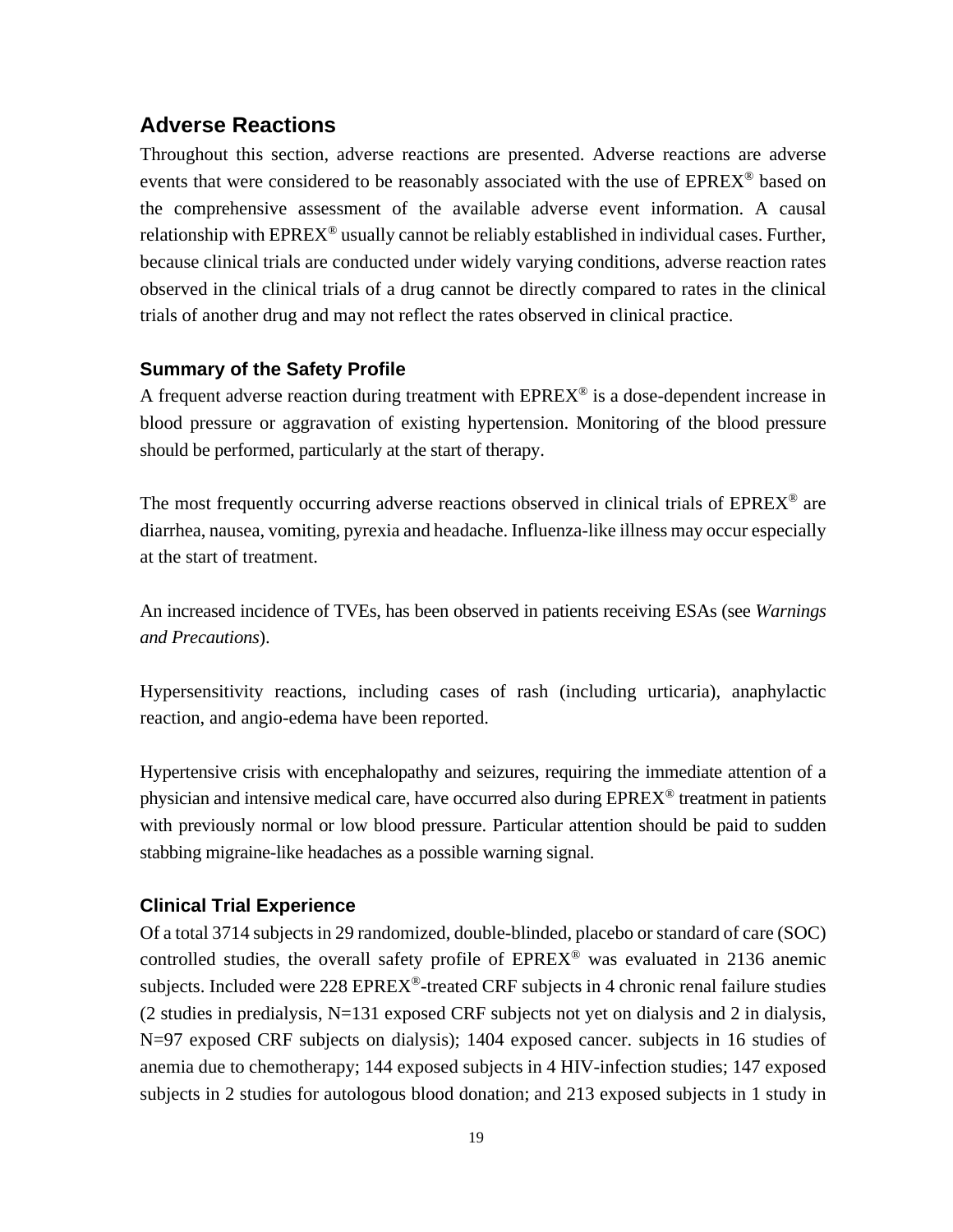## Adverse Reactions

Throughout this section, adverse reactions are presented. Adverse reactions are adverse events that were considered to be reasonably associated with the use of EPREX® based on the comprehensive assessment of the available adverse event information. A causal relationship with EPREX® usually cannot be reliably established in individual cases. Further, because clinical trials are conducted under widely varying conditions, adverse reaction rates observed in the clinical trials of a drug cannot be directly compared to rates in the clinical trials of another drug and may not reflect the rates observed in clinical practice.

### Summary of the Safety Profile

A frequent adverse reaction during treatment with EPREX® is a dose-dependent increase in blood pressure or aggravation of existing hypertension. Monitoring of the blood pressure should be performed, particularly at the start of therapy.

The most frequently occurring adverse reactions observed in clinical trials of EPREX® are diarrhea, nausea, vomiting, pyrexia and headache. Influenza-like illness may occur especially at the start of treatment.

An increased incidence of TVEs, has been observed in patients receiving ESAs (see *Warnings and Precautions*).

Hypersensitivity reactions, including cases of rash (including urticaria), anaphylactic reaction, and angio-edema have been reported.

Hypertensive crisis with encephalopathy and seizures, requiring the immediate attention of a physician and intensive medical care, have occurred also during EPREX® treatment in patients with previously normal or low blood pressure. Particular attention should be paid to sudden stabbing migraine-like headaches as a possible warning signal.

### Clinical Trial Experience

Of a total 3714 subjects in 29 randomized, double-blinded, placebo or standard of care (SOC) controlled studies, the overall safety profile of EPREX® was evaluated in 2136 anemic subjects. Included were 228 EPREX®-treated CRF subjects in 4 chronic renal failure studies (2 studies in predialysis, N=131 exposed CRF subjects not yet on dialysis and 2 in dialysis, N=97 exposed CRF subjects on dialysis); 1404 exposed cancer. subjects in 16 studies of anemia due to chemotherapy; 144 exposed subjects in 4 HIV-infection studies; 147 exposed subjects in 2 studies for autologous blood donation; and 213 exposed subjects in 1 study in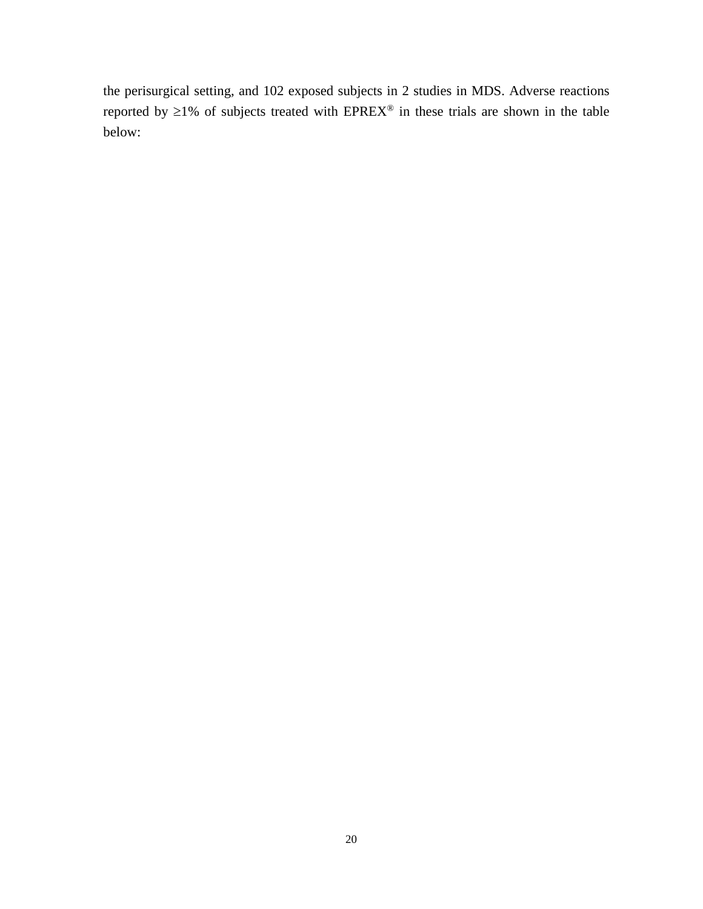the perisurgical setting, and 102 exposed subjects in 2 studies in MDS. Adverse reactions reported by ≥1% of subjects treated with EPREX® in these trials are shown in the table below: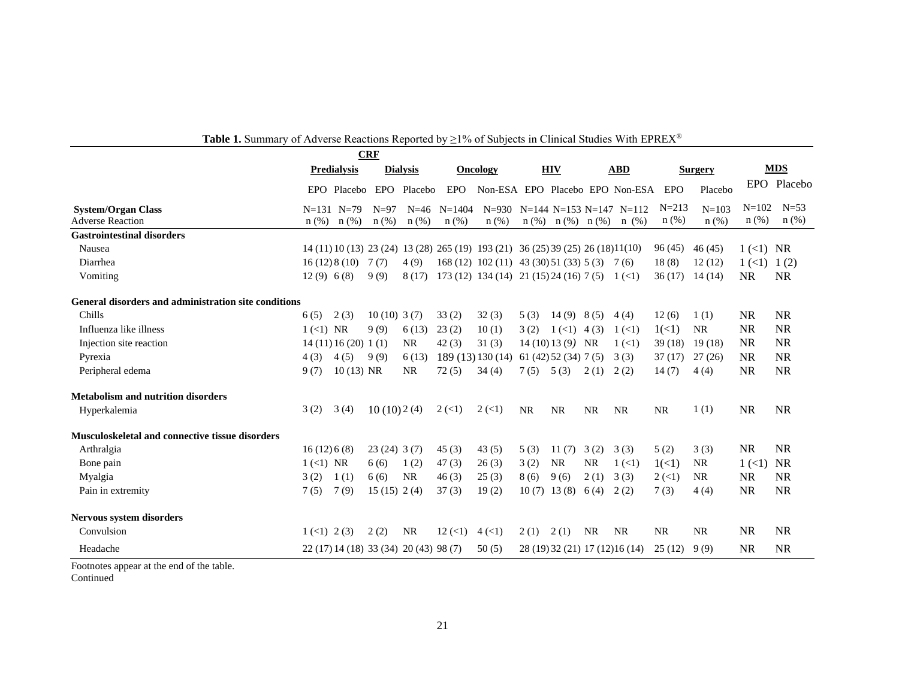**Table 1.** Summary of Adverse Reactions Reported by ≥1% of Subjects in Clinical Studies With EPREX®

| | CRF | | | | | | | | | | | | | |
|---|---|---|---|---|---|---|---|---|---|---|---|---|---|---|
| | Predialysis | | Dialysis | | Oncology | | HIV | | ABD | | Surgery | | MDS | |
| | EPO | Placebo | EPO | Placebo | EPO | Non-ESA | EPO | Placebo | EPO | Non-ESA | EPO | Placebo | EPO | Placebo |
| **System/Organ Class** | N=131 | N=79 | N=97 | N=46 | N=1404 | N=930 | N=144 | N=153 | N=147 | N=112 | N=213 | N=103 | N=102 | N=53 |
| Adverse Reaction | n (%) | n (%) | n (%) | n (%) | n (%) | n (%) | n (%) | n (%) | n (%) | n (%) | n (%) | n (%) | n (%) | n (%) |
| **Gastrointestinal disorders** | | | | | | | | | | | | | | |
| Nausea | 14 (11) | 10 (13) | 23 (24) | 13 (28) | 265 (19) | 193 (21) | 36 (25) | 39 (25) | 26 (18) | 11(10) | 96 (45) | 46 (45) | 1 (<1) | NR |
| Diarrhea | 16 (12) | 8 (10) | 7 (7) | 4 (9) | 168 (12) | 102 (11) | 43 (30) | 51 (33) | 5 (3) | 7 (6) | 18 (8) | 12 (12) | 1 (<1) | 1 (2) |
| Vomiting | 12 (9) | 6 (8) | 9 (9) | 8 (17) | 173 (12) | 134 (14) | 21 (15) | 24 (16) | 7 (5) | 1 (<1) | 36 (17) | 14 (14) | NR | NR |
| **General disorders and administration site conditions** | | | | | | | | | | | | | | |
| Chills | 6 (5) | 2 (3) | 10 (10) | 3 (7) | 33 (2) | 32 (3) | 5 (3) | 14 (9) | 8 (5) | 4 (4) | 12 (6) | 1 (1) | NR | NR |
| Influenza like illness | 1 (<1) | NR | 9 (9) | 6 (13) | 23 (2) | 10 (1) | 3 (2) | 1 (<1) | 4 (3) | 1 (<1) | 1(<1) | NR | NR | NR |
| Injection site reaction | 14 (11) | 16 (20) | 1 (1) | NR | 42 (3) | 31 (3) | 14 (10) | 13 (9) | NR | 1 (<1) | 39 (18) | 19 (18) | NR | NR |
| Pyrexia | 4 (3) | 4 (5) | 9 (9) | 6 (13) | 189 (13) | 130 (14) | 61 (42) | 52 (34) | 7 (5) | 3 (3) | 37 (17) | 27 (26) | NR | NR |
| Peripheral edema | 9 (7) | 10 (13) | NR | NR | 72 (5) | 34 (4) | 7 (5) | 5 (3) | 2 (1) | 2 (2) | 14 (7) | 4 (4) | NR | NR |
| **Metabolism and nutrition disorders** | | | | | | | | | | | | | | |
| Hyperkalemia | 3 (2) | 3 (4) | 10 (10) | 2 (4) | 2 (<1) | 2 (<1) | NR | NR | NR | NR | NR | 1 (1) | NR | NR |
| **Musculoskeletal and connective tissue disorders** | | | | | | | | | | | | | | |
| Arthralgia | 16 (12) | 6 (8) | 23 (24) | 3 (7) | 45 (3) | 43 (5) | 5 (3) | 11 (7) | 3 (2) | 3 (3) | 5 (2) | 3 (3) | NR | NR |
| Bone pain | 1 (<1) | NR | 6 (6) | 1 (2) | 47 (3) | 26 (3) | 3 (2) | NR | NR | 1 (<1) | 1(<1) | NR | 1 (<1) | NR |
| Myalgia | 3 (2) | 1 (1) | 6 (6) | NR | 46 (3) | 25 (3) | 8 (6) | 9 (6) | 2 (1) | 3 (3) | 2 (<1) | NR | NR | NR |
| Pain in extremity | 7 (5) | 7 (9) | 15 (15) | 2 (4) | 37 (3) | 19 (2) | 10 (7) | 13 (8) | 6 (4) | 2 (2) | 7 (3) | 4 (4) | NR | NR |
| **Nervous system disorders** | | | | | | | | | | | | | | |
| Convulsion | 1 (<1) | 2 (3) | 2 (2) | NR | 12 (<1) | 4 (<1) | 2 (1) | 2 (1) | NR | NR | NR | NR | NR | NR |
| Headache | 22 (17) | 14 (18) | 33 (34) | 20 (43) | 98 (7) | 50 (5) | 28 (19) | 32 (21) | 17 (12) | 16 (14) | 25 (12) | 9 (9) | NR | NR |

Footnotes appear at the end of the table.
Continued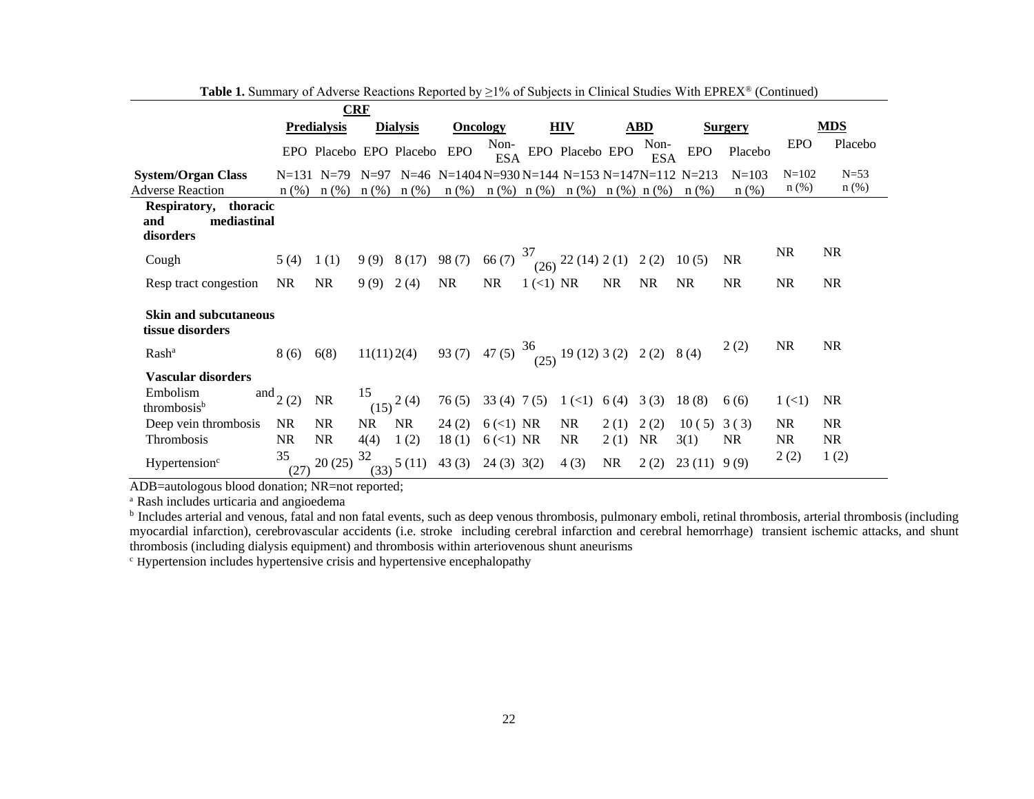**Table 1.** Summary of Adverse Reactions Reported by ≥1% of Subjects in Clinical Studies With EPREX® (Continued)

| | CRF | | | | | | | | | | | | | |
|---|---|---|---|---|---|---|---|---|---|---|---|---|---|---|
| | Predialysis | | Dialysis | | Oncology | | HIV | | ABD | | Surgery | | MDS | |
| | EPO | Placebo | EPO | Placebo | EPO | Non-ESA | EPO | Placebo | EPO | Non-ESA | EPO | Placebo | EPO | Placebo |
| **System/Organ Class** | N=131 | N=79 | N=97 | N=46 | N=1404 | N=930 | N=144 | N=153 | N=147 | N=112 | N=213 | N=103 | N=102 | N=53 |
| Adverse Reaction | n (%) | n (%) | n (%) | n (%) | n (%) | n (%) | n (%) | n (%) | n (%) | n (%) | n (%) | n (%) | n (%) | n (%) |
| **Respiratory, thoracic and mediastinal disorders** | | | | | | | | | | | | | | |
| Cough | 5 (4) | 1 (1) | 9 (9) | 8 (17) | 98 (7) | 66 (7) | 37 (26) | 22 (14) | 2 (1) | 2 (2) | 10 (5) | NR | NR | NR |
| Resp tract congestion | NR | NR | 9 (9) | 2 (4) | NR | NR | 1 (<1) | NR | NR | NR | NR | NR | NR | NR |
| **Skin and subcutaneous tissue disorders** | | | | | | | | | | | | | | |
| Rash[a] | 8 (6) | 6(8) | 11(11) | 2(4) | 93 (7) | 47 (5) | 36 (25) | 19 (12) | 3 (2) | 2 (2) | 8 (4) | 2 (2) | NR | NR |
| **Vascular disorders** | | | | | | | | | | | | | | |
| Embolism and thrombosis[b] | 2 (2) | NR | 15 (15) | 2 (4) | 76 (5) | 33 (4) | 7 (5) | 1 (<1) | 6 (4) | 3 (3) | 18 (8) | 6 (6) | 1 (<1) | NR |
| Deep vein thrombosis | NR | NR | NR | NR | 24 (2) | 6 (<1) | NR | NR | 2 (1) | 2 (2) | 10 ( 5) | 3 ( 3) | NR | NR |
| Thrombosis | NR | NR | 4(4) | 1 (2) | 18 (1) | 6 (<1) | NR | NR | 2 (1) | NR | 3(1) | NR | NR | NR |
| Hypertension[c] | 35 (27) | 20 (25) | 32 (33) | 5 (11) | 43 (3) | 24 (3) | 3(2) | 4 (3) | NR | 2 (2) | 23 (11) | 9 (9) | 2 (2) | 1 (2) |

ADB=autologous blood donation; NR=not reported;

[a] Rash includes urticaria and angioedema

[b] Includes arterial and venous, fatal and non fatal events, such as deep venous thrombosis, pulmonary emboli, retinal thrombosis, arterial thrombosis (including myocardial infarction), cerebrovascular accidents (i.e. stroke including cerebral infarction and cerebral hemorrhage) transient ischemic attacks, and shunt thrombosis (including dialysis equipment) and thrombosis within arteriovenous shunt aneurisms

[c] Hypertension includes hypertensive crisis and hypertensive encephalopathy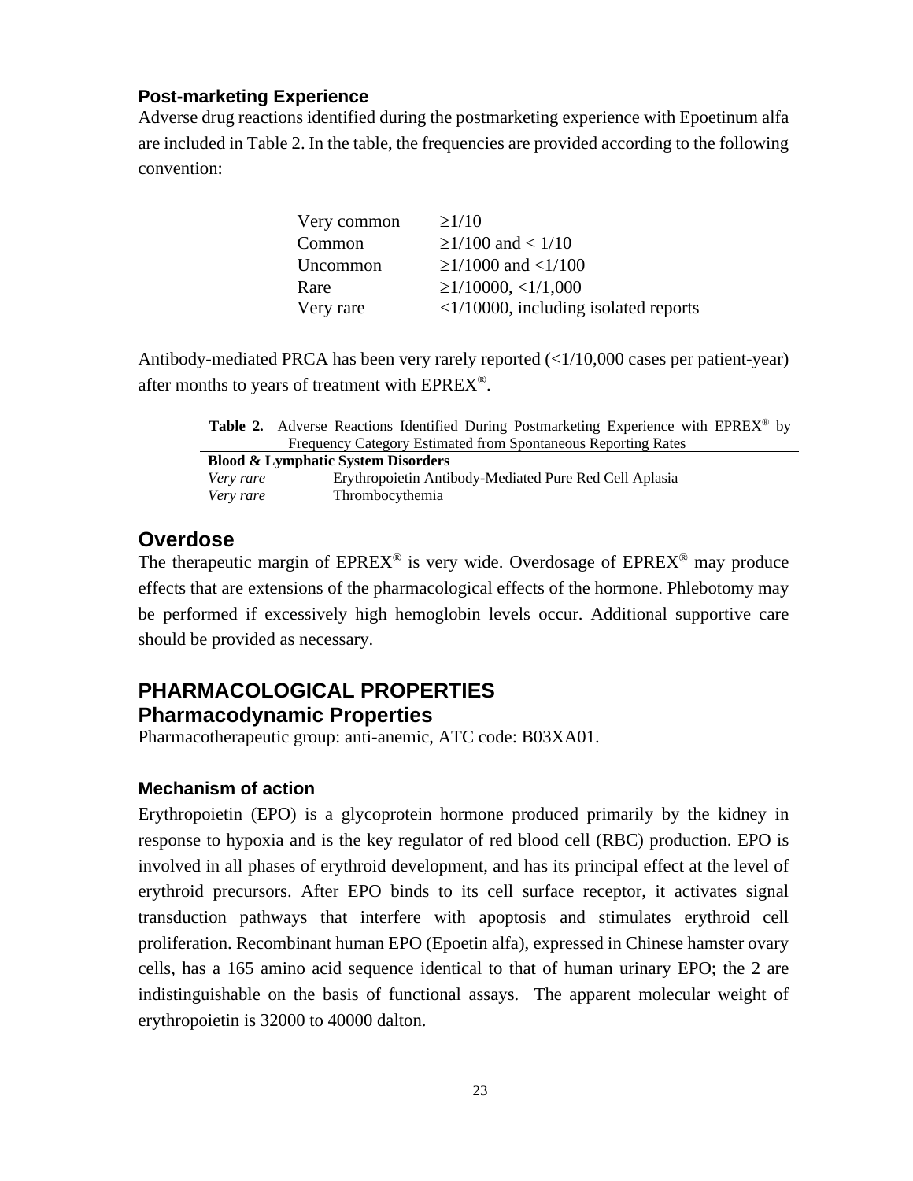### Post-marketing Experience

Adverse drug reactions identified during the postmarketing experience with Epoetinum alfa are included in Table 2. In the table, the frequencies are provided according to the following convention:

| | |
|---|---|
| Very common | ≥1/10 |
| Common | ≥1/100 and < 1/10 |
| Uncommon | ≥1/1000 and <1/100 |
| Rare | ≥1/10000, <1/1,000 |
| Very rare | <1/10000, including isolated reports |

Antibody-mediated PRCA has been very rarely reported (<1/10,000 cases per patient-year) after months to years of treatment with EPREX®.

**Table 2.** Adverse Reactions Identified During Postmarketing Experience with EPREX® by Frequency Category Estimated from Spontaneous Reporting Rates

| **Blood & Lymphatic System Disorders** | |
|---|---|
| *Very rare* | Erythropoietin Antibody-Mediated Pure Red Cell Aplasia |
| *Very rare* | Thrombocythemia |

## Overdose

The therapeutic margin of EPREX® is very wide. Overdosage of EPREX® may produce effects that are extensions of the pharmacological effects of the hormone. Phlebotomy may be performed if excessively high hemoglobin levels occur. Additional supportive care should be provided as necessary.

## PHARMACOLOGICAL PROPERTIES

## Pharmacodynamic Properties

Pharmacotherapeutic group: anti-anemic, ATC code: B03XA01.

### Mechanism of action

Erythropoietin (EPO) is a glycoprotein hormone produced primarily by the kidney in response to hypoxia and is the key regulator of red blood cell (RBC) production. EPO is involved in all phases of erythroid development, and has its principal effect at the level of erythroid precursors. After EPO binds to its cell surface receptor, it activates signal transduction pathways that interfere with apoptosis and stimulates erythroid cell proliferation. Recombinant human EPO (Epoetin alfa), expressed in Chinese hamster ovary cells, has a 165 amino acid sequence identical to that of human urinary EPO; the 2 are indistinguishable on the basis of functional assays. The apparent molecular weight of erythropoietin is 32000 to 40000 dalton.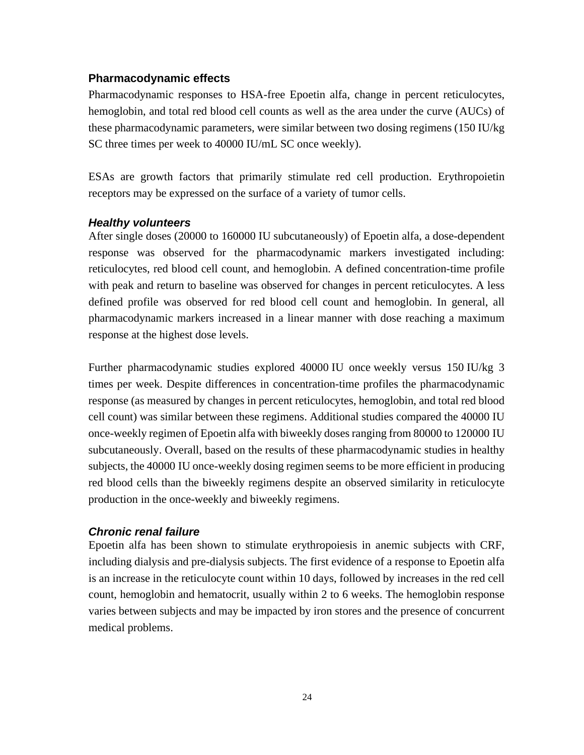### Pharmacodynamic effects

Pharmacodynamic responses to HSA-free Epoetin alfa, change in percent reticulocytes, hemoglobin, and total red blood cell counts as well as the area under the curve (AUCs) of these pharmacodynamic parameters, were similar between two dosing regimens (150 IU/kg SC three times per week to 40000 IU/mL SC once weekly).

ESAs are growth factors that primarily stimulate red cell production. Erythropoietin receptors may be expressed on the surface of a variety of tumor cells.

#### *Healthy volunteers*

After single doses (20000 to 160000 IU subcutaneously) of Epoetin alfa, a dose-dependent response was observed for the pharmacodynamic markers investigated including: reticulocytes, red blood cell count, and hemoglobin. A defined concentration-time profile with peak and return to baseline was observed for changes in percent reticulocytes. A less defined profile was observed for red blood cell count and hemoglobin. In general, all pharmacodynamic markers increased in a linear manner with dose reaching a maximum response at the highest dose levels.

Further pharmacodynamic studies explored 40000 IU once weekly versus 150 IU/kg 3 times per week. Despite differences in concentration-time profiles the pharmacodynamic response (as measured by changes in percent reticulocytes, hemoglobin, and total red blood cell count) was similar between these regimens. Additional studies compared the 40000 IU once-weekly regimen of Epoetin alfa with biweekly doses ranging from 80000 to 120000 IU subcutaneously. Overall, based on the results of these pharmacodynamic studies in healthy subjects, the 40000 IU once-weekly dosing regimen seems to be more efficient in producing red blood cells than the biweekly regimens despite an observed similarity in reticulocyte production in the once-weekly and biweekly regimens.

#### *Chronic renal failure*

Epoetin alfa has been shown to stimulate erythropoiesis in anemic subjects with CRF, including dialysis and pre-dialysis subjects. The first evidence of a response to Epoetin alfa is an increase in the reticulocyte count within 10 days, followed by increases in the red cell count, hemoglobin and hematocrit, usually within 2 to 6 weeks. The hemoglobin response varies between subjects and may be impacted by iron stores and the presence of concurrent medical problems.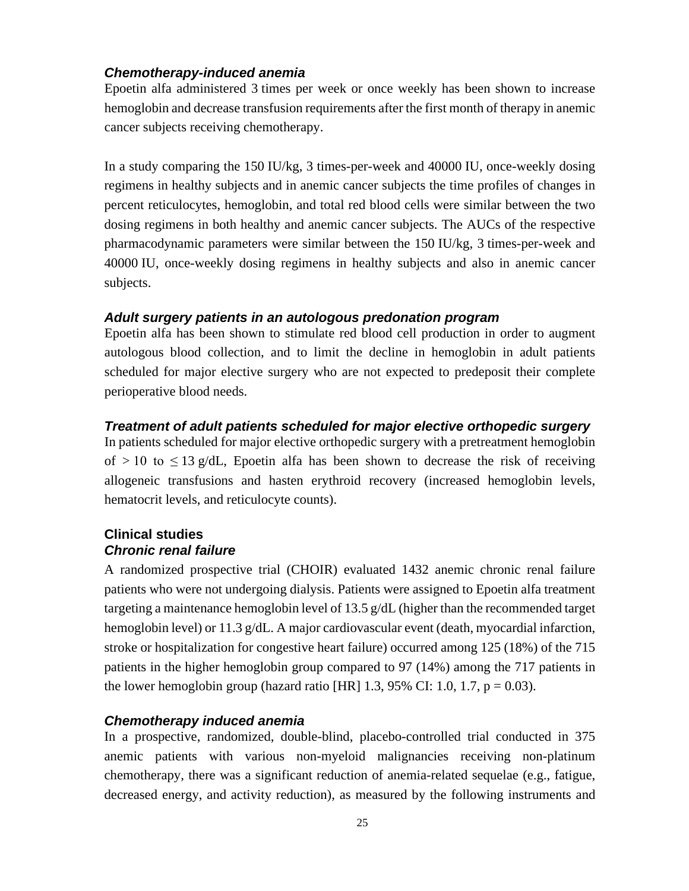***Chemotherapy-induced anemia***

Epoetin alfa administered 3 times per week or once weekly has been shown to increase hemoglobin and decrease transfusion requirements after the first month of therapy in anemic cancer subjects receiving chemotherapy.

In a study comparing the 150 IU/kg, 3 times-per-week and 40000 IU, once-weekly dosing regimens in healthy subjects and in anemic cancer subjects the time profiles of changes in percent reticulocytes, hemoglobin, and total red blood cells were similar between the two dosing regimens in both healthy and anemic cancer subjects. The AUCs of the respective pharmacodynamic parameters were similar between the 150 IU/kg, 3 times-per-week and 40000 IU, once-weekly dosing regimens in healthy subjects and also in anemic cancer subjects.

***Adult surgery patients in an autologous predonation program***

Epoetin alfa has been shown to stimulate red blood cell production in order to augment autologous blood collection, and to limit the decline in hemoglobin in adult patients scheduled for major elective surgery who are not expected to predeposit their complete perioperative blood needs.

***Treatment of adult patients scheduled for major elective orthopedic surgery***

In patients scheduled for major elective orthopedic surgery with a pretreatment hemoglobin of $> 10$ to $\leq 13$ g/dL, Epoetin alfa has been shown to decrease the risk of receiving allogeneic transfusions and hasten erythroid recovery (increased hemoglobin levels, hematocrit levels, and reticulocyte counts).

**Clinical studies**

***Chronic renal failure***

A randomized prospective trial (CHOIR) evaluated 1432 anemic chronic renal failure patients who were not undergoing dialysis. Patients were assigned to Epoetin alfa treatment targeting a maintenance hemoglobin level of 13.5 g/dL (higher than the recommended target hemoglobin level) or 11.3 g/dL. A major cardiovascular event (death, myocardial infarction, stroke or hospitalization for congestive heart failure) occurred among 125 (18%) of the 715 patients in the higher hemoglobin group compared to 97 (14%) among the 717 patients in the lower hemoglobin group (hazard ratio [HR] 1.3, 95% CI: 1.0, 1.7, $p = 0.03$).

***Chemotherapy induced anemia***

In a prospective, randomized, double-blind, placebo-controlled trial conducted in 375 anemic patients with various non-myeloid malignancies receiving non-platinum chemotherapy, there was a significant reduction of anemia-related sequelae (e.g., fatigue, decreased energy, and activity reduction), as measured by the following instruments and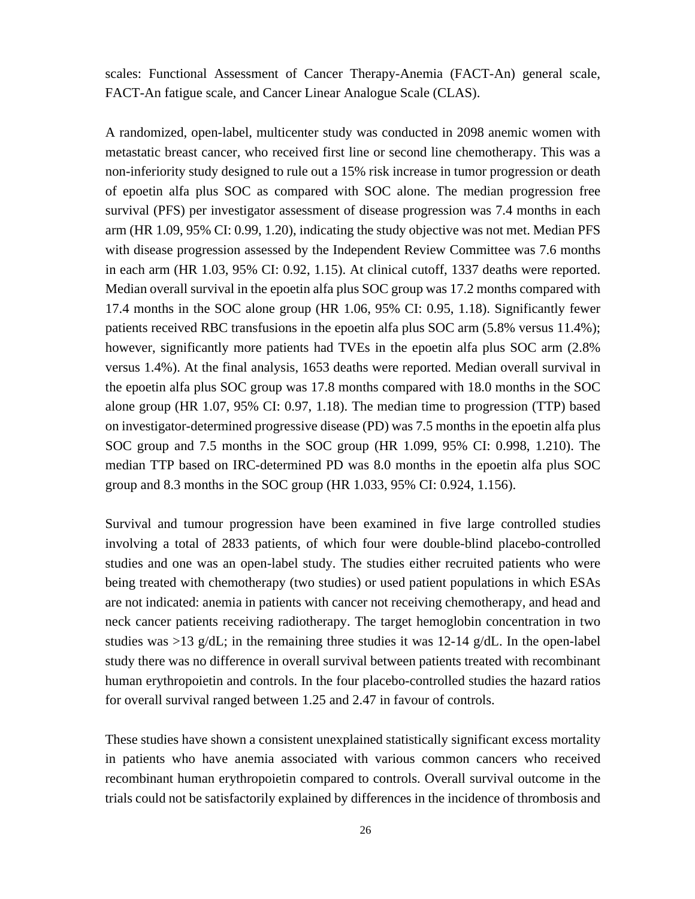scales: Functional Assessment of Cancer Therapy-Anemia (FACT-An) general scale, FACT-An fatigue scale, and Cancer Linear Analogue Scale (CLAS).

A randomized, open-label, multicenter study was conducted in 2098 anemic women with metastatic breast cancer, who received first line or second line chemotherapy. This was a non-inferiority study designed to rule out a 15% risk increase in tumor progression or death of epoetin alfa plus SOC as compared with SOC alone. The median progression free survival (PFS) per investigator assessment of disease progression was 7.4 months in each arm (HR 1.09, 95% CI: 0.99, 1.20), indicating the study objective was not met. Median PFS with disease progression assessed by the Independent Review Committee was 7.6 months in each arm (HR 1.03, 95% CI: 0.92, 1.15). At clinical cutoff, 1337 deaths were reported. Median overall survival in the epoetin alfa plus SOC group was 17.2 months compared with 17.4 months in the SOC alone group (HR 1.06, 95% CI: 0.95, 1.18). Significantly fewer patients received RBC transfusions in the epoetin alfa plus SOC arm (5.8% versus 11.4%); however, significantly more patients had TVEs in the epoetin alfa plus SOC arm (2.8% versus 1.4%). At the final analysis, 1653 deaths were reported. Median overall survival in the epoetin alfa plus SOC group was 17.8 months compared with 18.0 months in the SOC alone group (HR 1.07, 95% CI: 0.97, 1.18). The median time to progression (TTP) based on investigator-determined progressive disease (PD) was 7.5 months in the epoetin alfa plus SOC group and 7.5 months in the SOC group (HR 1.099, 95% CI: 0.998, 1.210). The median TTP based on IRC-determined PD was 8.0 months in the epoetin alfa plus SOC group and 8.3 months in the SOC group (HR 1.033, 95% CI: 0.924, 1.156).

Survival and tumour progression have been examined in five large controlled studies involving a total of 2833 patients, of which four were double-blind placebo-controlled studies and one was an open-label study. The studies either recruited patients who were being treated with chemotherapy (two studies) or used patient populations in which ESAs are not indicated: anemia in patients with cancer not receiving chemotherapy, and head and neck cancer patients receiving radiotherapy. The target hemoglobin concentration in two studies was >13 g/dL; in the remaining three studies it was 12-14 g/dL. In the open-label study there was no difference in overall survival between patients treated with recombinant human erythropoietin and controls. In the four placebo-controlled studies the hazard ratios for overall survival ranged between 1.25 and 2.47 in favour of controls.

These studies have shown a consistent unexplained statistically significant excess mortality in patients who have anemia associated with various common cancers who received recombinant human erythropoietin compared to controls. Overall survival outcome in the trials could not be satisfactorily explained by differences in the incidence of thrombosis and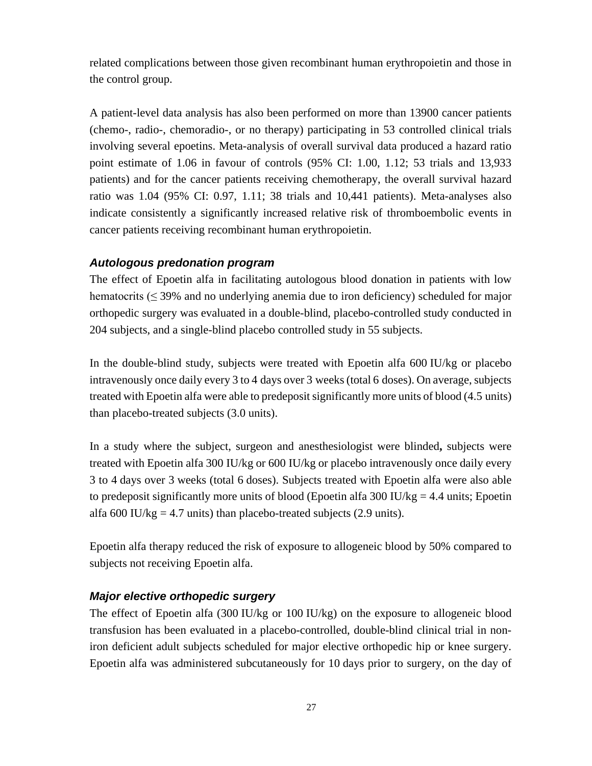related complications between those given recombinant human erythropoietin and those in the control group.

A patient-level data analysis has also been performed on more than 13900 cancer patients (chemo-, radio-, chemoradio-, or no therapy) participating in 53 controlled clinical trials involving several epoetins. Meta-analysis of overall survival data produced a hazard ratio point estimate of 1.06 in favour of controls (95% CI: 1.00, 1.12; 53 trials and 13,933 patients) and for the cancer patients receiving chemotherapy, the overall survival hazard ratio was 1.04 (95% CI: 0.97, 1.11; 38 trials and 10,441 patients). Meta-analyses also indicate consistently a significantly increased relative risk of thromboembolic events in cancer patients receiving recombinant human erythropoietin.

### *Autologous predonation program*

The effect of Epoetin alfa in facilitating autologous blood donation in patients with low hematocrits (≤ 39% and no underlying anemia due to iron deficiency) scheduled for major orthopedic surgery was evaluated in a double-blind, placebo-controlled study conducted in 204 subjects, and a single-blind placebo controlled study in 55 subjects.

In the double-blind study, subjects were treated with Epoetin alfa 600 IU/kg or placebo intravenously once daily every 3 to 4 days over 3 weeks (total 6 doses). On average, subjects treated with Epoetin alfa were able to predeposit significantly more units of blood (4.5 units) than placebo-treated subjects (3.0 units).

In a study where the subject, surgeon and anesthesiologist were blinded**,** subjects were treated with Epoetin alfa 300 IU/kg or 600 IU/kg or placebo intravenously once daily every 3 to 4 days over 3 weeks (total 6 doses). Subjects treated with Epoetin alfa were also able to predeposit significantly more units of blood (Epoetin alfa 300 IU/kg = 4.4 units; Epoetin alfa 600 IU/kg = 4.7 units) than placebo-treated subjects (2.9 units).

Epoetin alfa therapy reduced the risk of exposure to allogeneic blood by 50% compared to subjects not receiving Epoetin alfa.

### *Major elective orthopedic surgery*

The effect of Epoetin alfa (300 IU/kg or 100 IU/kg) on the exposure to allogeneic blood transfusion has been evaluated in a placebo-controlled, double-blind clinical trial in non-iron deficient adult subjects scheduled for major elective orthopedic hip or knee surgery. Epoetin alfa was administered subcutaneously for 10 days prior to surgery, on the day of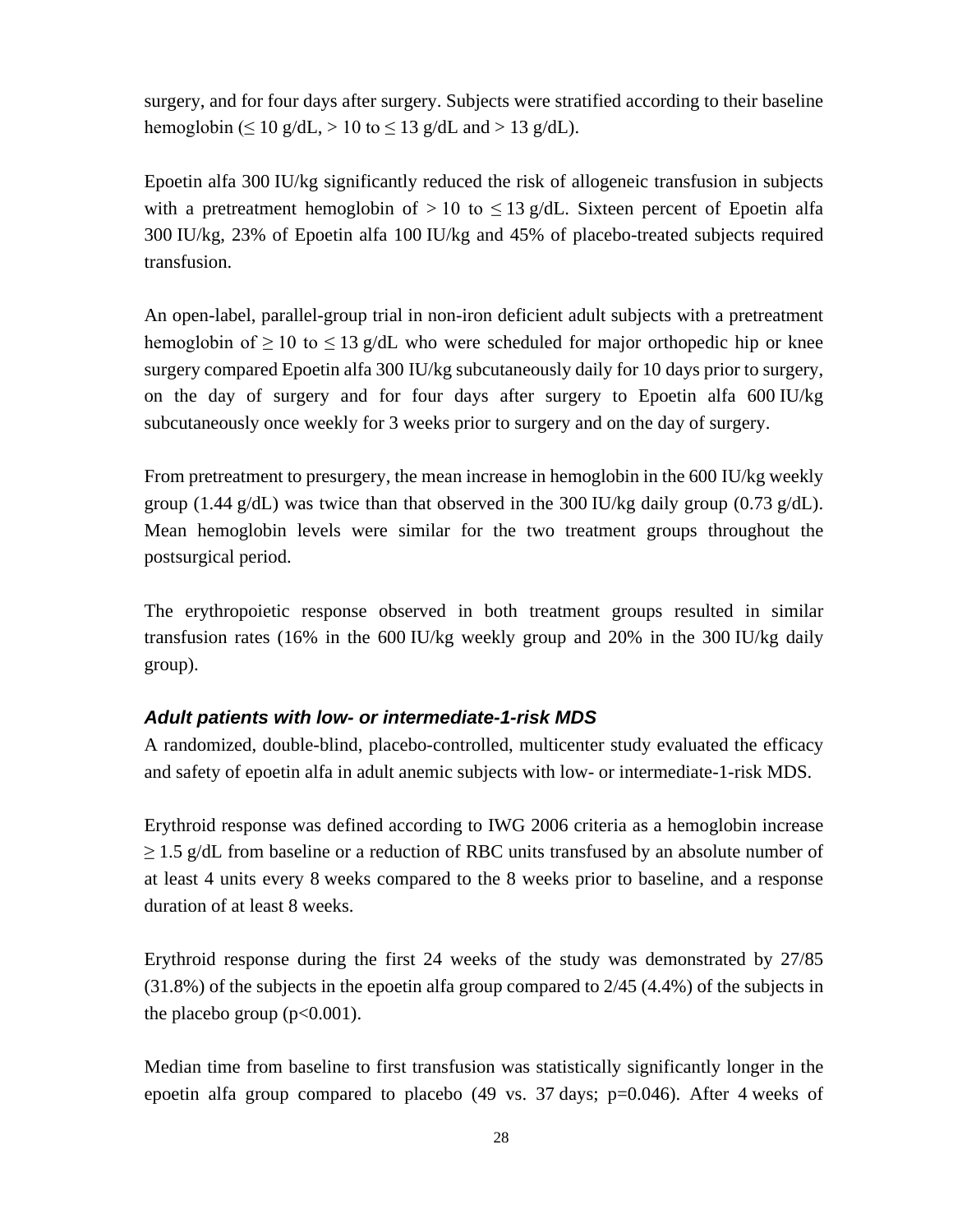surgery, and for four days after surgery. Subjects were stratified according to their baseline hemoglobin (≤ 10 g/dL, > 10 to ≤ 13 g/dL and > 13 g/dL).

Epoetin alfa 300 IU/kg significantly reduced the risk of allogeneic transfusion in subjects with a pretreatment hemoglobin of > 10 to ≤ 13 g/dL. Sixteen percent of Epoetin alfa 300 IU/kg, 23% of Epoetin alfa 100 IU/kg and 45% of placebo-treated subjects required transfusion.

An open-label, parallel-group trial in non-iron deficient adult subjects with a pretreatment hemoglobin of ≥ 10 to ≤ 13 g/dL who were scheduled for major orthopedic hip or knee surgery compared Epoetin alfa 300 IU/kg subcutaneously daily for 10 days prior to surgery, on the day of surgery and for four days after surgery to Epoetin alfa 600 IU/kg subcutaneously once weekly for 3 weeks prior to surgery and on the day of surgery.

From pretreatment to presurgery, the mean increase in hemoglobin in the 600 IU/kg weekly group (1.44 g/dL) was twice than that observed in the 300 IU/kg daily group (0.73 g/dL). Mean hemoglobin levels were similar for the two treatment groups throughout the postsurgical period.

The erythropoietic response observed in both treatment groups resulted in similar transfusion rates (16% in the 600 IU/kg weekly group and 20% in the 300 IU/kg daily group).

***Adult patients with low- or intermediate-1-risk MDS***

A randomized, double-blind, placebo-controlled, multicenter study evaluated the efficacy and safety of epoetin alfa in adult anemic subjects with low- or intermediate-1-risk MDS.

Erythroid response was defined according to IWG 2006 criteria as a hemoglobin increase ≥ 1.5 g/dL from baseline or a reduction of RBC units transfused by an absolute number of at least 4 units every 8 weeks compared to the 8 weeks prior to baseline, and a response duration of at least 8 weeks.

Erythroid response during the first 24 weeks of the study was demonstrated by 27/85 (31.8%) of the subjects in the epoetin alfa group compared to 2/45 (4.4%) of the subjects in the placebo group ($p<0.001$).

Median time from baseline to first transfusion was statistically significantly longer in the epoetin alfa group compared to placebo (49 vs. 37 days; $p=0.046$). After 4 weeks of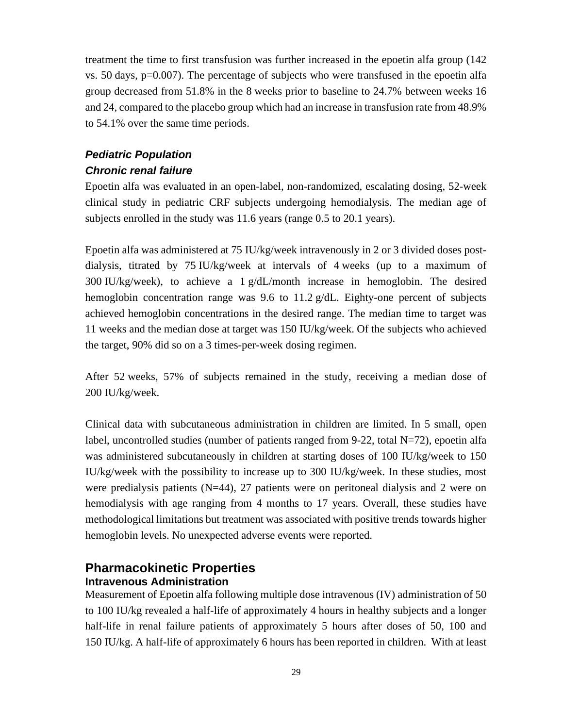treatment the time to first transfusion was further increased in the epoetin alfa group (142 vs. 50 days, p=0.007). The percentage of subjects who were transfused in the epoetin alfa group decreased from 51.8% in the 8 weeks prior to baseline to 24.7% between weeks 16 and 24, compared to the placebo group which had an increase in transfusion rate from 48.9% to 54.1% over the same time periods.

***Pediatric Population***

***Chronic renal failure***

Epoetin alfa was evaluated in an open-label, non-randomized, escalating dosing, 52-week clinical study in pediatric CRF subjects undergoing hemodialysis. The median age of subjects enrolled in the study was 11.6 years (range 0.5 to 20.1 years).

Epoetin alfa was administered at 75 IU/kg/week intravenously in 2 or 3 divided doses post-dialysis, titrated by 75 IU/kg/week at intervals of 4 weeks (up to a maximum of 300 IU/kg/week), to achieve a 1 g/dL/month increase in hemoglobin. The desired hemoglobin concentration range was 9.6 to 11.2 g/dL. Eighty-one percent of subjects achieved hemoglobin concentrations in the desired range. The median time to target was 11 weeks and the median dose at target was 150 IU/kg/week. Of the subjects who achieved the target, 90% did so on a 3 times-per-week dosing regimen.

After 52 weeks, 57% of subjects remained in the study, receiving a median dose of 200 IU/kg/week.

Clinical data with subcutaneous administration in children are limited. In 5 small, open label, uncontrolled studies (number of patients ranged from 9-22, total N=72), epoetin alfa was administered subcutaneously in children at starting doses of 100 IU/kg/week to 150 IU/kg/week with the possibility to increase up to 300 IU/kg/week. In these studies, most were predialysis patients (N=44), 27 patients were on peritoneal dialysis and 2 were on hemodialysis with age ranging from 4 months to 17 years. Overall, these studies have methodological limitations but treatment was associated with positive trends towards higher hemoglobin levels. No unexpected adverse events were reported.

## Pharmacokinetic Properties

### Intravenous Administration

Measurement of Epoetin alfa following multiple dose intravenous (IV) administration of 50 to 100 IU/kg revealed a half-life of approximately 4 hours in healthy subjects and a longer half-life in renal failure patients of approximately 5 hours after doses of 50, 100 and 150 IU/kg. A half-life of approximately 6 hours has been reported in children. With at least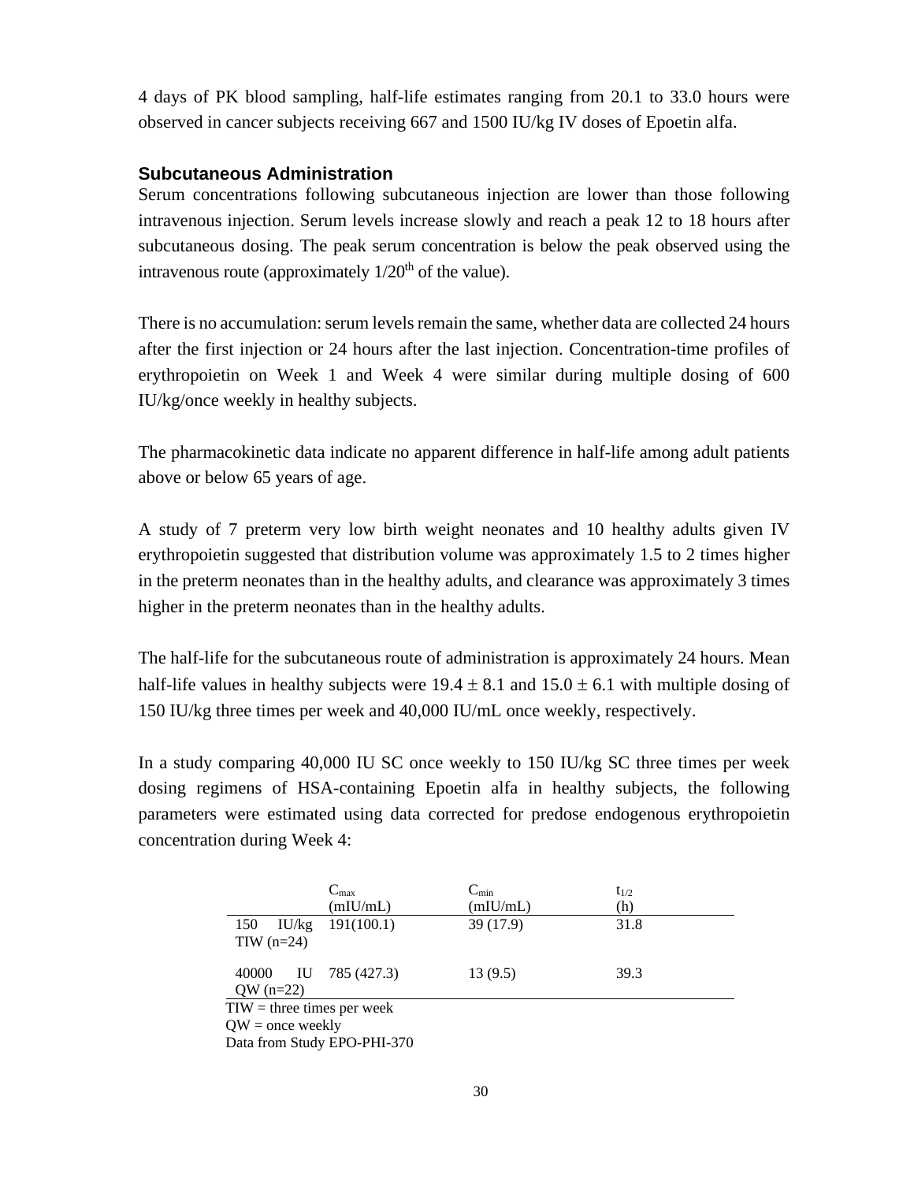4 days of PK blood sampling, half-life estimates ranging from 20.1 to 33.0 hours were observed in cancer subjects receiving 667 and 1500 IU/kg IV doses of Epoetin alfa.

### Subcutaneous Administration

Serum concentrations following subcutaneous injection are lower than those following intravenous injection. Serum levels increase slowly and reach a peak 12 to 18 hours after subcutaneous dosing. The peak serum concentration is below the peak observed using the intravenous route (approximately 1/20th of the value).

There is no accumulation: serum levels remain the same, whether data are collected 24 hours after the first injection or 24 hours after the last injection. Concentration-time profiles of erythropoietin on Week 1 and Week 4 were similar during multiple dosing of 600 IU/kg/once weekly in healthy subjects.

The pharmacokinetic data indicate no apparent difference in half-life among adult patients above or below 65 years of age.

A study of 7 preterm very low birth weight neonates and 10 healthy adults given IV erythropoietin suggested that distribution volume was approximately 1.5 to 2 times higher in the preterm neonates than in the healthy adults, and clearance was approximately 3 times higher in the preterm neonates than in the healthy adults.

The half-life for the subcutaneous route of administration is approximately 24 hours. Mean half-life values in healthy subjects were $19.4 \pm 8.1$ and $15.0 \pm 6.1$ with multiple dosing of 150 IU/kg three times per week and 40,000 IU/mL once weekly, respectively.

In a study comparing 40,000 IU SC once weekly to 150 IU/kg SC three times per week dosing regimens of HSA-containing Epoetin alfa in healthy subjects, the following parameters were estimated using data corrected for predose endogenous erythropoietin concentration during Week 4:

| | $C_{max}$ (mIU/mL) | $C_{min}$ (mIU/mL) | $t_{1/2}$ (h) |
|---|---|---|---|
| 150 IU/kg TIW (n=24) | 191(100.1) | 39 (17.9) | 31.8 |
| 40000 IU QW (n=22) | 785 (427.3) | 13 (9.5) | 39.3 |

TIW = three times per week
QW = once weekly
Data from Study EPO-PHI-370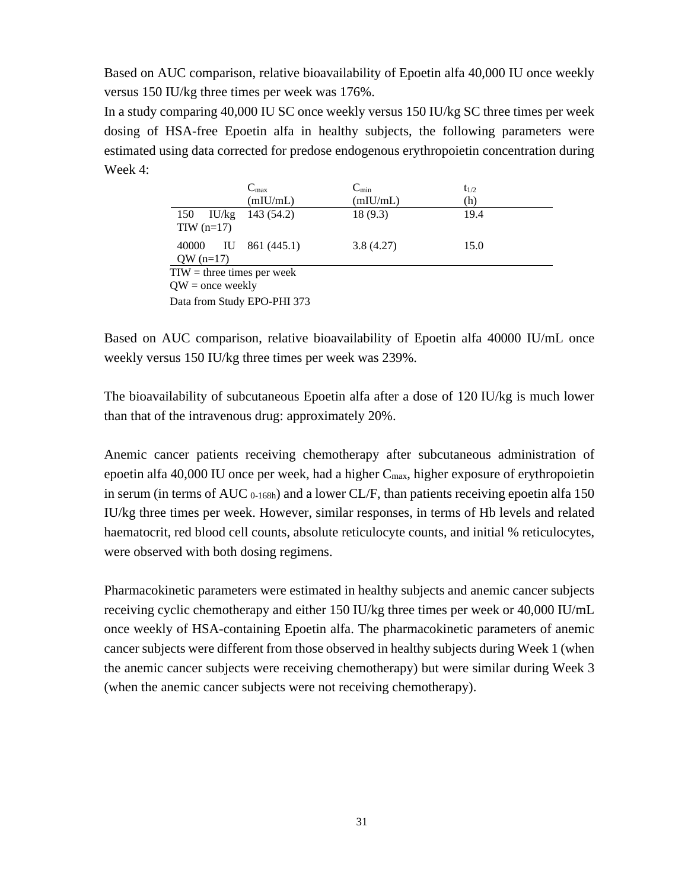Based on AUC comparison, relative bioavailability of Epoetin alfa 40,000 IU once weekly versus 150 IU/kg three times per week was 176%.

In a study comparing 40,000 IU SC once weekly versus 150 IU/kg SC three times per week dosing of HSA-free Epoetin alfa in healthy subjects, the following parameters were estimated using data corrected for predose endogenous erythropoietin concentration during Week 4:

| | $C_{max}$ (mIU/mL) | $C_{min}$ (mIU/mL) | $t_{1/2}$ (h) |
|---|---|---|---|
| 150 IU/kg TIW (n=17) | 143 (54.2) | 18 (9.3) | 19.4 |
| 40000 IU QW (n=17) | 861 (445.1) | 3.8 (4.27) | 15.0 |

TIW = three times per week
QW = once weekly
Data from Study EPO-PHI 373

Based on AUC comparison, relative bioavailability of Epoetin alfa 40000 IU/mL once weekly versus 150 IU/kg three times per week was 239%.

The bioavailability of subcutaneous Epoetin alfa after a dose of 120 IU/kg is much lower than that of the intravenous drug: approximately 20%.

Anemic cancer patients receiving chemotherapy after subcutaneous administration of epoetin alfa 40,000 IU once per week, had a higher $C_{max}$, higher exposure of erythropoietin in serum (in terms of $AUC_{0\text{-}168h}$) and a lower CL/F, than patients receiving epoetin alfa 150 IU/kg three times per week. However, similar responses, in terms of Hb levels and related haematocrit, red blood cell counts, absolute reticulocyte counts, and initial % reticulocytes, were observed with both dosing regimens.

Pharmacokinetic parameters were estimated in healthy subjects and anemic cancer subjects receiving cyclic chemotherapy and either 150 IU/kg three times per week or 40,000 IU/mL once weekly of HSA-containing Epoetin alfa. The pharmacokinetic parameters of anemic cancer subjects were different from those observed in healthy subjects during Week 1 (when the anemic cancer subjects were receiving chemotherapy) but were similar during Week 3 (when the anemic cancer subjects were not receiving chemotherapy).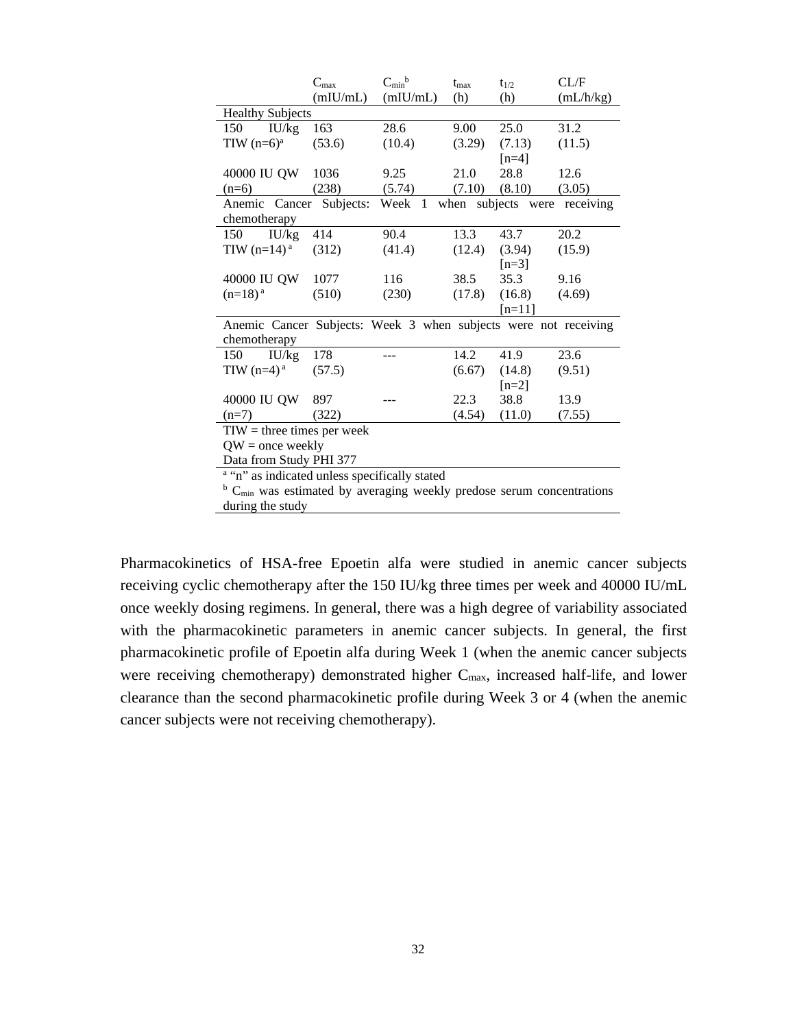| | $C_{max}$ (mIU/mL) | $C_{min}$[b] (mIU/mL) | $t_{max}$ (h) | $t_{1/2}$ (h) | CL/F (mL/h/kg) |
|---|---|---|---|---|---|
| **Healthy Subjects** | | | | | |
| 150 IU/kg TIW (n=6)[a] | 163 (53.6) | 28.6 (10.4) | 9.00 (3.29) | 25.0 (7.13) [n=4] | 31.2 (11.5) |
| 40000 IU QW (n=6) | 1036 (238) | 9.25 (5.74) | 21.0 (7.10) | 28.8 (8.10) | 12.6 (3.05) |
| **Anemic Cancer Subjects: Week 1 when subjects were receiving chemotherapy** | | | | | |
| 150 IU/kg TIW (n=14)[a] | 414 (312) | 90.4 (41.4) | 13.3 (12.4) | 43.7 (3.94) [n=3] | 20.2 (15.9) |
| 40000 IU QW (n=18)[a] | 1077 (510) | 116 (230) | 38.5 (17.8) | 35.3 (16.8) [n=11] | 9.16 (4.69) |
| **Anemic Cancer Subjects: Week 3 when subjects were not receiving chemotherapy** | | | | | |
| 150 IU/kg TIW (n=4)[a] | 178 (57.5) | --- | 14.2 (6.67) | 41.9 (14.8) [n=2] | 23.6 (9.51) |
| 40000 IU QW (n=7) | 897 (322) | --- | 22.3 (4.54) | 38.8 (11.0) | 13.9 (7.55) |

TIW = three times per week
QW = once weekly
Data from Study PHI 377

[a] "n" as indicated unless specifically stated
[b] $C_{min}$ was estimated by averaging weekly predose serum concentrations during the study

Pharmacokinetics of HSA-free Epoetin alfa were studied in anemic cancer subjects receiving cyclic chemotherapy after the 150 IU/kg three times per week and 40000 IU/mL once weekly dosing regimens. In general, there was a high degree of variability associated with the pharmacokinetic parameters in anemic cancer subjects. In general, the first pharmacokinetic profile of Epoetin alfa during Week 1 (when the anemic cancer subjects were receiving chemotherapy) demonstrated higher $C_{max}$, increased half-life, and lower clearance than the second pharmacokinetic profile during Week 3 or 4 (when the anemic cancer subjects were not receiving chemotherapy).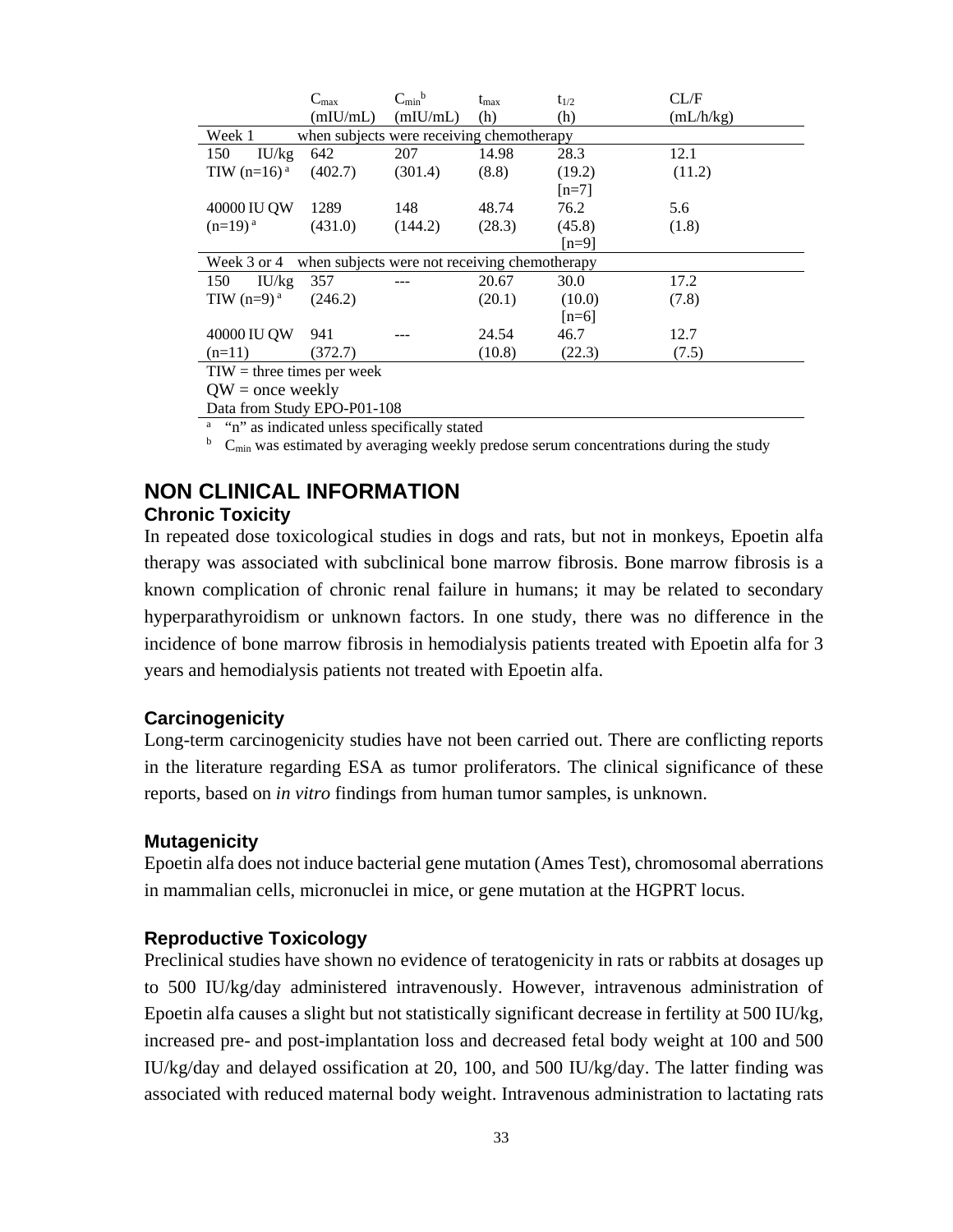| | $C_{max}$ (mIU/mL) | $C_{min}$[b] (mIU/mL) | $t_{max}$ (h) | $t_{1/2}$ (h) | CL/F (mL/h/kg) |
|---|---|---|---|---|---|
| Week 1 | when subjects were receiving chemotherapy | | | | |
| 150 IU/kg TIW (n=16)[a] | 642 (402.7) | 207 (301.4) | 14.98 (8.8) | 28.3 (19.2) [n=7] | 12.1 (11.2) |
| 40000 IU QW (n=19)[a] | 1289 (431.0) | 148 (144.2) | 48.74 (28.3) | 76.2 (45.8) [n=9] | 5.6 (1.8) |
| Week 3 or 4 | when subjects were not receiving chemotherapy | | | | |
| 150 IU/kg TIW (n=9)[a] | 357 (246.2) | --- | 20.67 (20.1) | 30.0 (10.0) [n=6] | 17.2 (7.8) |
| 40000 IU QW (n=11) | 941 (372.7) | --- | 24.54 (10.8) | 46.7 (22.3) | 12.7 (7.5) |

TIW = three times per week
QW = once weekly
Data from Study EPO-P01-108

[a] "n" as indicated unless specifically stated
[b] $C_{min}$ was estimated by averaging weekly predose serum concentrations during the study

## NON CLINICAL INFORMATION

### Chronic Toxicity

In repeated dose toxicological studies in dogs and rats, but not in monkeys, Epoetin alfa therapy was associated with subclinical bone marrow fibrosis. Bone marrow fibrosis is a known complication of chronic renal failure in humans; it may be related to secondary hyperparathyroidism or unknown factors. In one study, there was no difference in the incidence of bone marrow fibrosis in hemodialysis patients treated with Epoetin alfa for 3 years and hemodialysis patients not treated with Epoetin alfa.

### Carcinogenicity

Long-term carcinogenicity studies have not been carried out. There are conflicting reports in the literature regarding ESA as tumor proliferators. The clinical significance of these reports, based on *in vitro* findings from human tumor samples, is unknown.

### Mutagenicity

Epoetin alfa does not induce bacterial gene mutation (Ames Test), chromosomal aberrations in mammalian cells, micronuclei in mice, or gene mutation at the HGPRT locus.

### Reproductive Toxicology

Preclinical studies have shown no evidence of teratogenicity in rats or rabbits at dosages up to 500 IU/kg/day administered intravenously. However, intravenous administration of Epoetin alfa causes a slight but not statistically significant decrease in fertility at 500 IU/kg, increased pre- and post-implantation loss and decreased fetal body weight at 100 and 500 IU/kg/day and delayed ossification at 20, 100, and 500 IU/kg/day. The latter finding was associated with reduced maternal body weight. Intravenous administration to lactating rats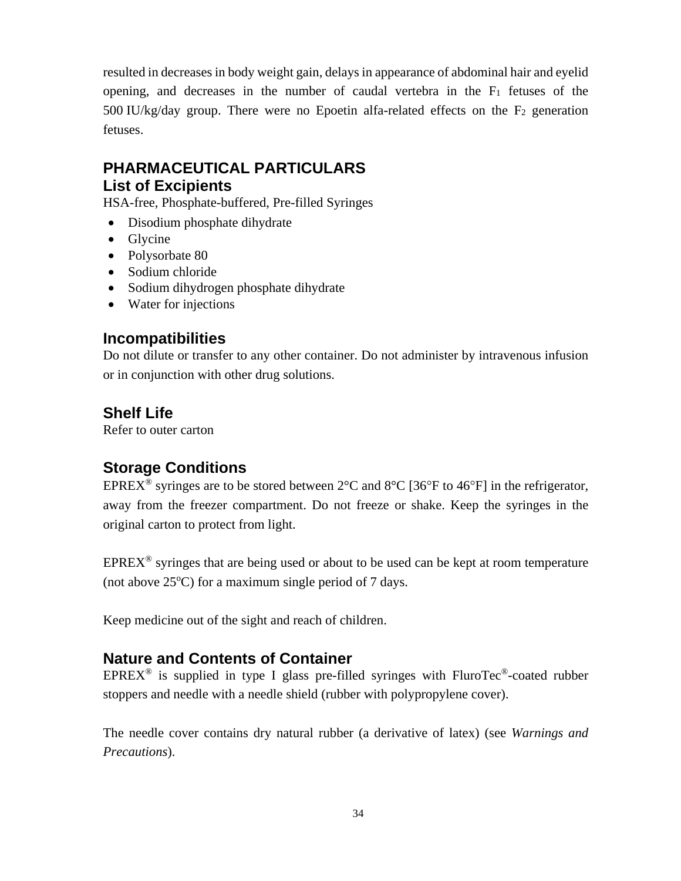resulted in decreases in body weight gain, delays in appearance of abdominal hair and eyelid opening, and decreases in the number of caudal vertebra in the $F_1$ fetuses of the 500 IU/kg/day group. There were no Epoetin alfa-related effects on the $F_2$ generation fetuses.

# PHARMACEUTICAL PARTICULARS

## List of Excipients

HSA-free, Phosphate-buffered, Pre-filled Syringes

- Disodium phosphate dihydrate
- Glycine
- Polysorbate 80
- Sodium chloride
- Sodium dihydrogen phosphate dihydrate
- Water for injections

## Incompatibilities

Do not dilute or transfer to any other container. Do not administer by intravenous infusion or in conjunction with other drug solutions.

## Shelf Life

Refer to outer carton

## Storage Conditions

EPREX® syringes are to be stored between 2°C and 8°C [36°F to 46°F] in the refrigerator, away from the freezer compartment. Do not freeze or shake. Keep the syringes in the original carton to protect from light.

EPREX® syringes that are being used or about to be used can be kept at room temperature (not above 25°C) for a maximum single period of 7 days.

Keep medicine out of the sight and reach of children.

## Nature and Contents of Container

EPREX® is supplied in type I glass pre-filled syringes with FluroTec®-coated rubber stoppers and needle with a needle shield (rubber with polypropylene cover).

The needle cover contains dry natural rubber (a derivative of latex) (see *Warnings and Precautions*).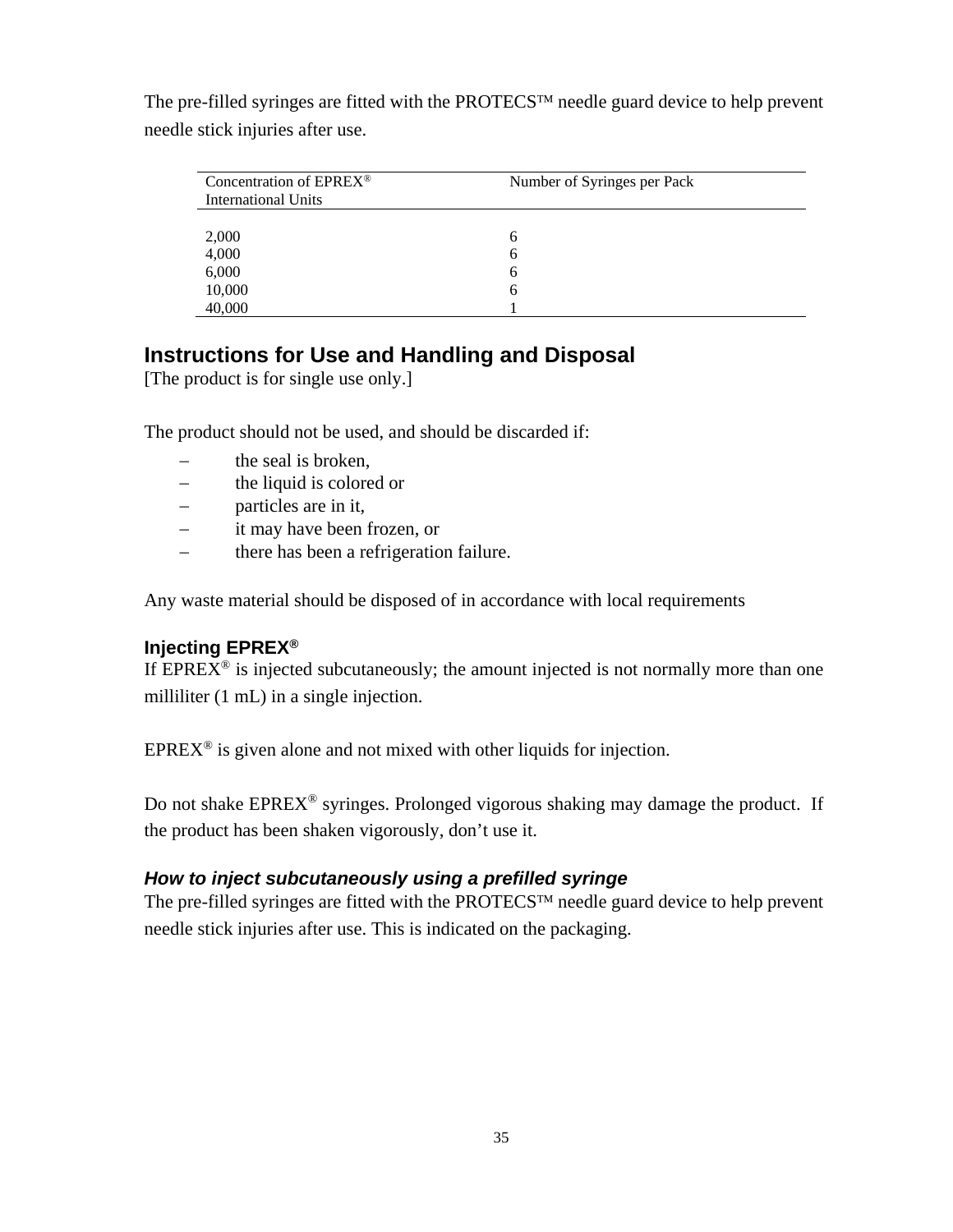The pre-filled syringes are fitted with the PROTECS™ needle guard device to help prevent needle stick injuries after use.

| Concentration of EPREX® International Units | Number of Syringes per Pack |
|---|---|
| 2,000 | 6 |
| 4,000 | 6 |
| 6,000 | 6 |
| 10,000 | 6 |
| 40,000 | 1 |

## Instructions for Use and Handling and Disposal

[The product is for single use only.]

The product should not be used, and should be discarded if:

- the seal is broken,
- the liquid is colored or
- particles are in it,
- it may have been frozen, or
- there has been a refrigeration failure.

Any waste material should be disposed of in accordance with local requirements

### Injecting EPREX®

If EPREX® is injected subcutaneously; the amount injected is not normally more than one milliliter (1 mL) in a single injection.

EPREX® is given alone and not mixed with other liquids for injection.

Do not shake EPREX® syringes. Prolonged vigorous shaking may damage the product. If the product has been shaken vigorously, don't use it.

#### *How to inject subcutaneously using a prefilled syringe*

The pre-filled syringes are fitted with the PROTECS™ needle guard device to help prevent needle stick injuries after use. This is indicated on the packaging.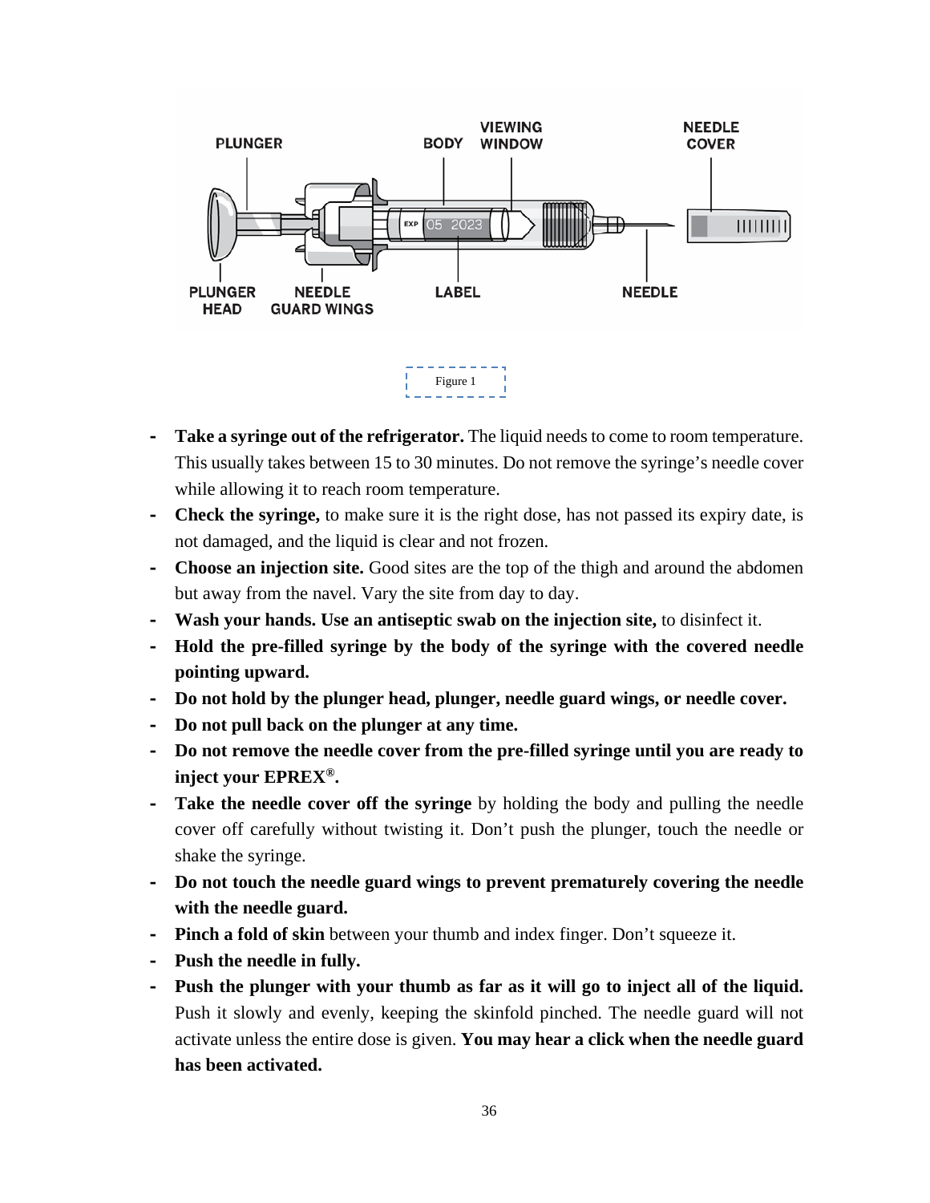Figure 1

- **Take a syringe out of the refrigerator.** The liquid needs to come to room temperature. This usually takes between 15 to 30 minutes. Do not remove the syringe's needle cover while allowing it to reach room temperature.
- **Check the syringe,** to make sure it is the right dose, has not passed its expiry date, is not damaged, and the liquid is clear and not frozen.
- **Choose an injection site.** Good sites are the top of the thigh and around the abdomen but away from the navel. Vary the site from day to day.
- **Wash your hands. Use an antiseptic swab on the injection site,** to disinfect it.
- **Hold the pre-filled syringe by the body of the syringe with the covered needle pointing upward.**
- **Do not hold by the plunger head, plunger, needle guard wings, or needle cover.**
- **Do not pull back on the plunger at any time.**
- **Do not remove the needle cover from the pre-filled syringe until you are ready to inject your EPREX®.**
- **Take the needle cover off the syringe** by holding the body and pulling the needle cover off carefully without twisting it. Don't push the plunger, touch the needle or shake the syringe.
- **Do not touch the needle guard wings to prevent prematurely covering the needle with the needle guard.**
- **Pinch a fold of skin** between your thumb and index finger. Don't squeeze it.
- **Push the needle in fully.**
- **Push the plunger with your thumb as far as it will go to inject all of the liquid.** Push it slowly and evenly, keeping the skinfold pinched. The needle guard will not activate unless the entire dose is given. **You may hear a click when the needle guard has been activated.**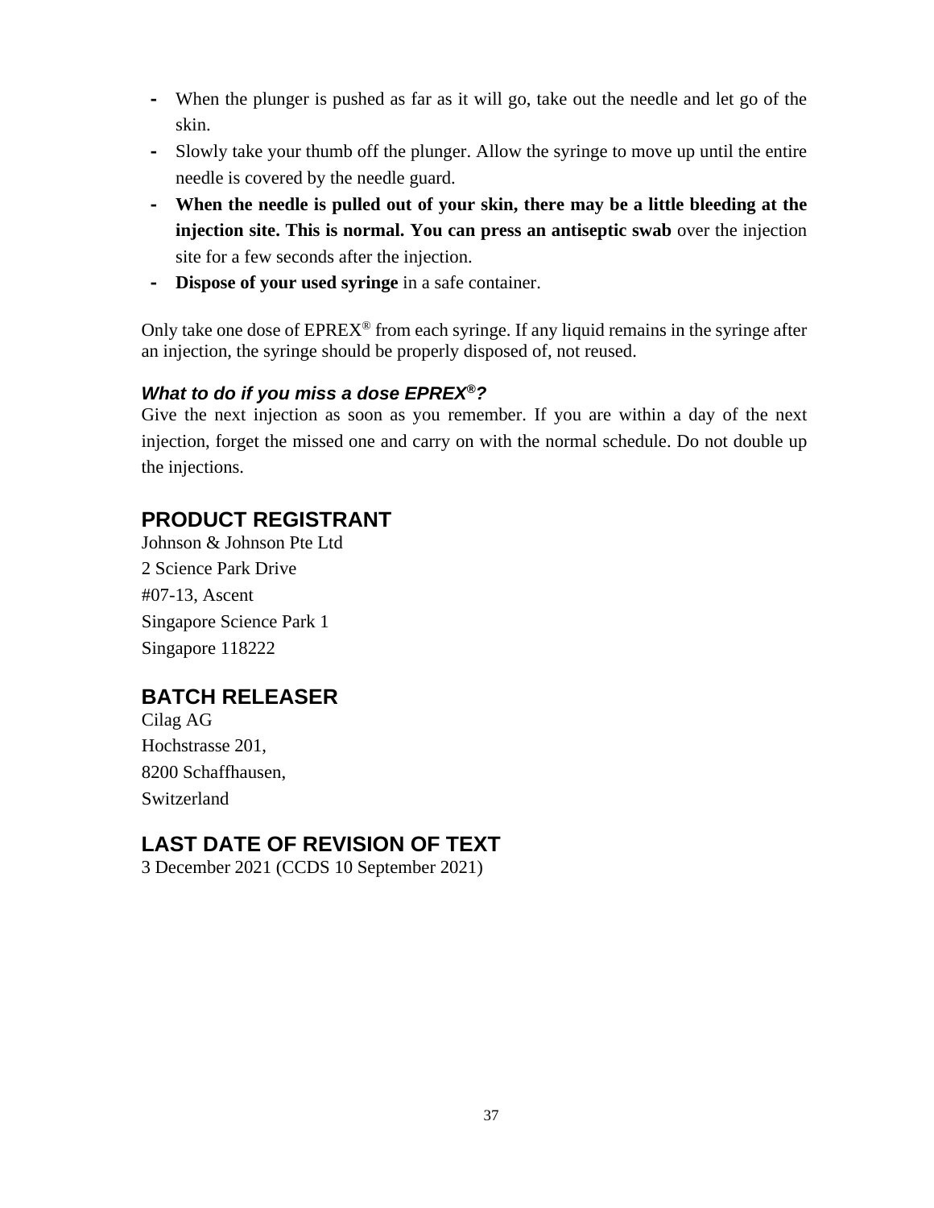- When the plunger is pushed as far as it will go, take out the needle and let go of the skin.
- Slowly take your thumb off the plunger. Allow the syringe to move up until the entire needle is covered by the needle guard.
- **When the needle is pulled out of your skin, there may be a little bleeding at the injection site. This is normal. You can press an antiseptic swab** over the injection site for a few seconds after the injection.
- **Dispose of your used syringe** in a safe container.

Only take one dose of EPREX® from each syringe. If any liquid remains in the syringe after an injection, the syringe should be properly disposed of, not reused.

***What to do if you miss a dose EPREX®?***

Give the next injection as soon as you remember. If you are within a day of the next injection, forget the missed one and carry on with the normal schedule. Do not double up the injections.

## PRODUCT REGISTRANT

Johnson & Johnson Pte Ltd
2 Science Park Drive
#07-13, Ascent
Singapore Science Park 1
Singapore 118222

## BATCH RELEASER

Cilag AG
Hochstrasse 201,
8200 Schaffhausen,
Switzerland

## LAST DATE OF REVISION OF TEXT

3 December 2021 (CCDS 10 September 2021)